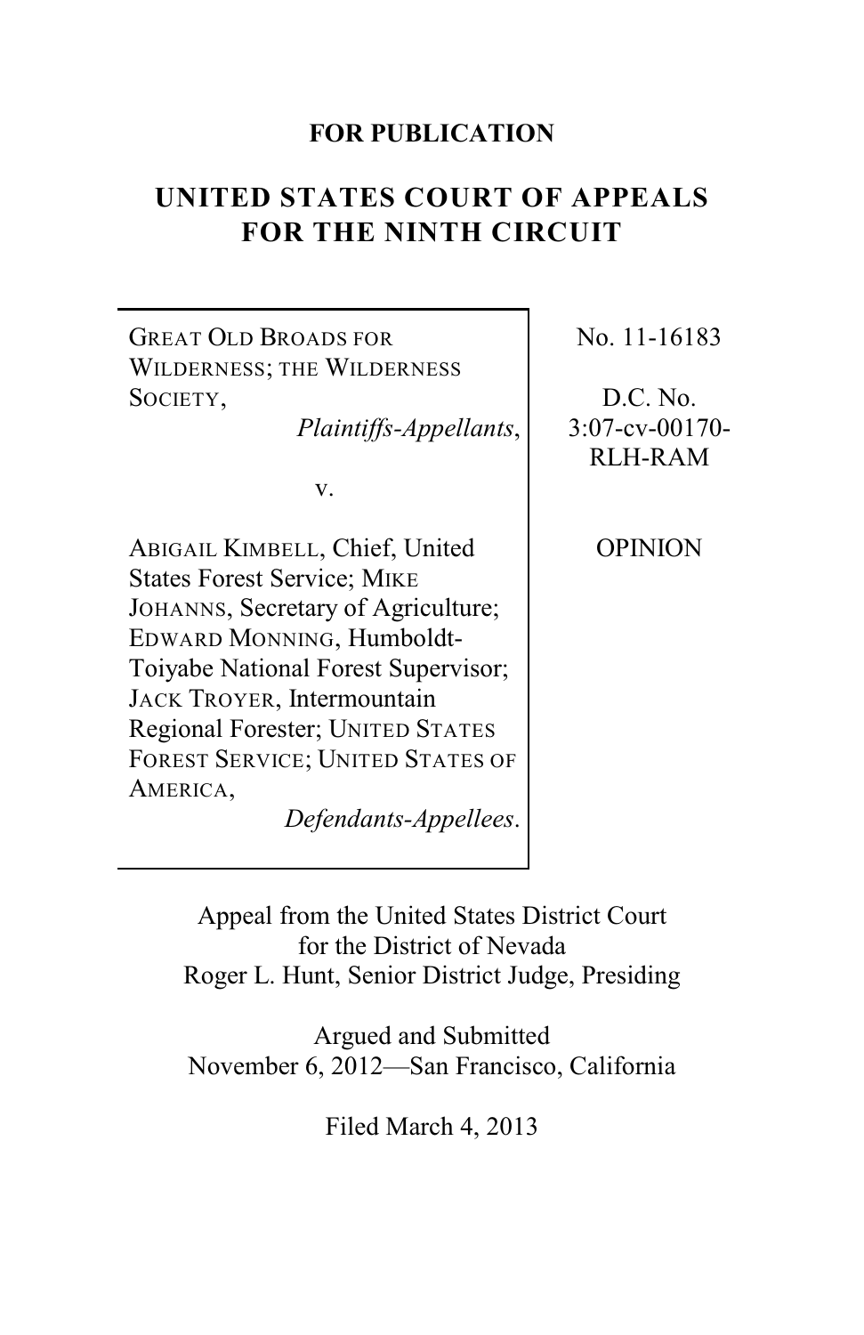**FOR PUBLICATION**

# UNITED STATES COURT OF APPEALS FOR THE NINTH CIRCUIT

| | |
|---|---|
| GREAT OLD BROADS FOR WILDERNESS; THE WILDERNESS SOCIETY, *Plaintiffs-Appellants*, | No. 11-16183 |
| v. | D.C. No. 3:07-cv-00170-RLH-RAM |
| ABIGAIL KIMBELL, Chief, United States Forest Service; MIKE JOHANNS, Secretary of Agriculture; EDWARD MONNING, Humboldt-Toiyabe National Forest Supervisor; JACK TROYER, Intermountain Regional Forester; UNITED STATES FOREST SERVICE; UNITED STATES OF AMERICA, *Defendants-Appellees*. | OPINION |

Appeal from the United States District Court for the District of Nevada
Roger L. Hunt, Senior District Judge, Presiding

Argued and Submitted
November 6, 2012—San Francisco, California

Filed March 4, 2013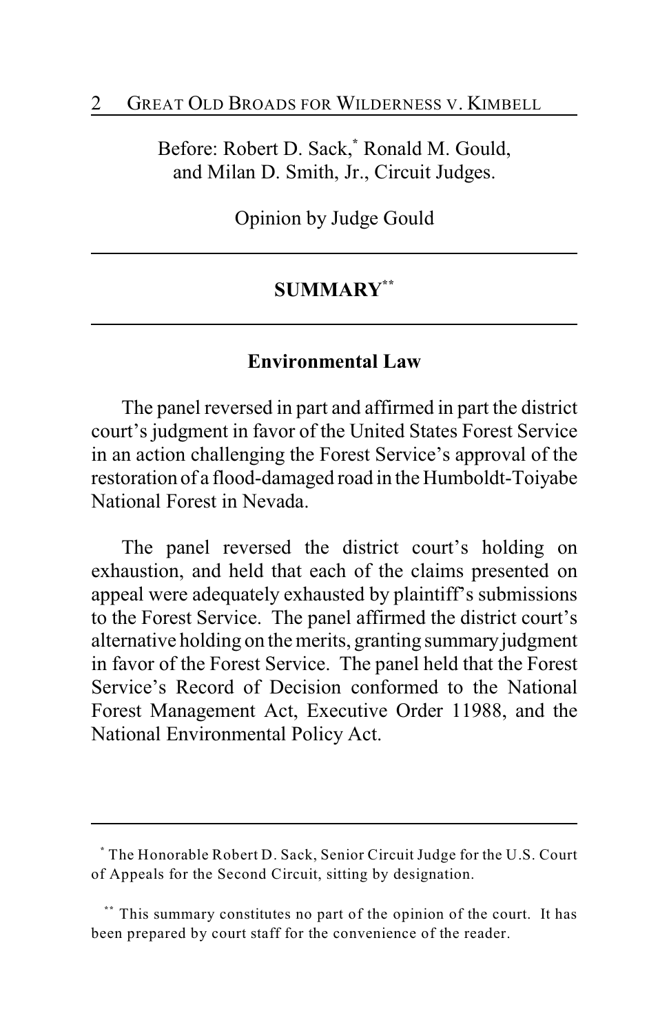Before: Robert D. Sack,[*] Ronald M. Gould, and Milan D. Smith, Jr., Circuit Judges.

Opinion by Judge Gould

## SUMMARY[**]

### Environmental Law

The panel reversed in part and affirmed in part the district court's judgment in favor of the United States Forest Service in an action challenging the Forest Service's approval of the restoration of a flood-damaged road in the Humboldt-Toiyabe National Forest in Nevada.

The panel reversed the district court's holding on exhaustion, and held that each of the claims presented on appeal were adequately exhausted by plaintiff's submissions to the Forest Service. The panel affirmed the district court's alternative holding on the merits, granting summary judgment in favor of the Forest Service. The panel held that the Forest Service's Record of Decision conformed to the National Forest Management Act, Executive Order 11988, and the National Environmental Policy Act.

---

[*] The Honorable Robert D. Sack, Senior Circuit Judge for the U.S. Court of Appeals for the Second Circuit, sitting by designation.

[**] This summary constitutes no part of the opinion of the court. It has been prepared by court staff for the convenience of the reader.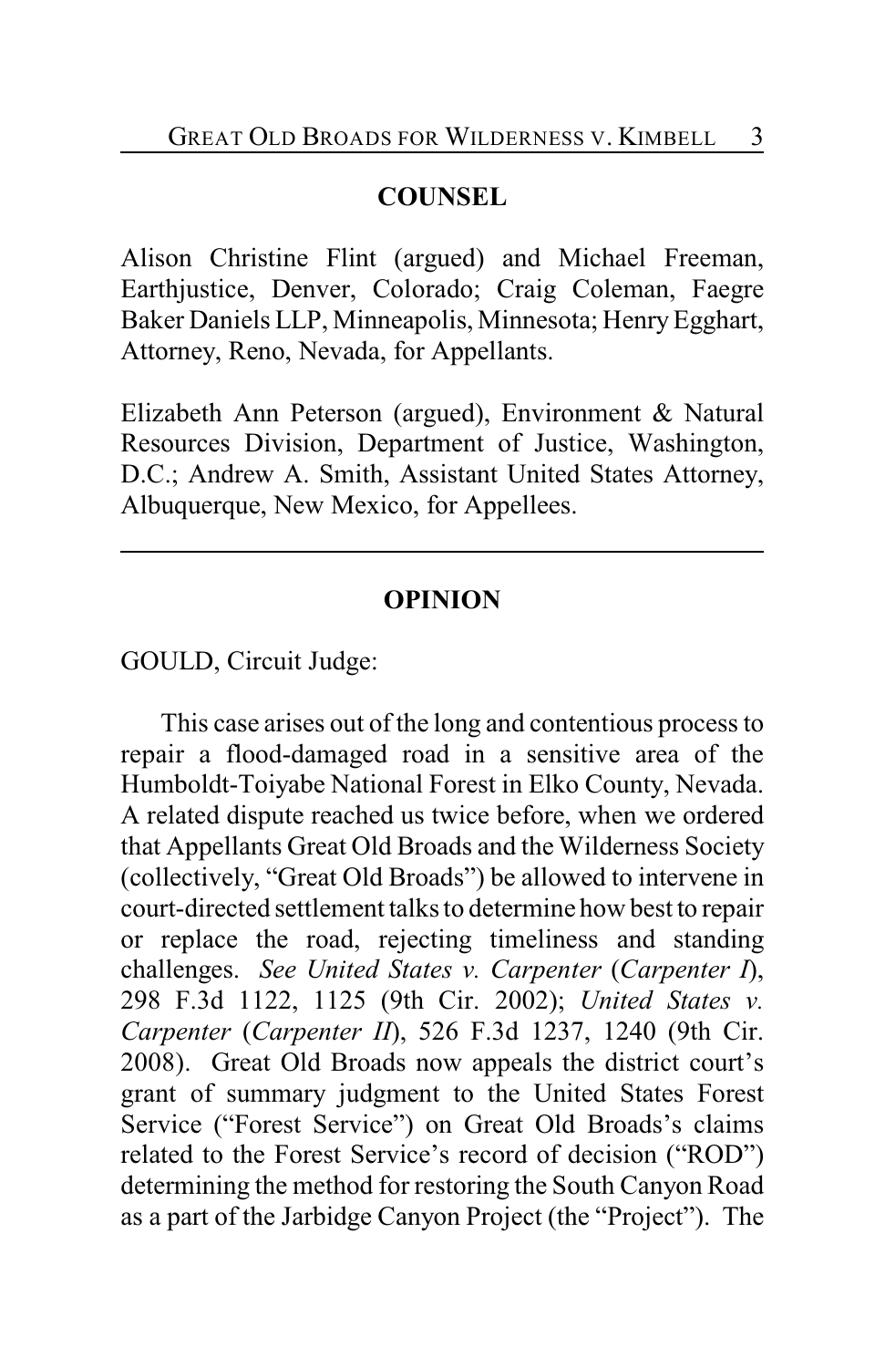## COUNSEL

Alison Christine Flint (argued) and Michael Freeman, Earthjustice, Denver, Colorado; Craig Coleman, Faegre Baker Daniels LLP, Minneapolis, Minnesota; Henry Egghart, Attorney, Reno, Nevada, for Appellants.

Elizabeth Ann Peterson (argued), Environment & Natural Resources Division, Department of Justice, Washington, D.C.; Andrew A. Smith, Assistant United States Attorney, Albuquerque, New Mexico, for Appellees.

---

## OPINION

GOULD, Circuit Judge:

This case arises out of the long and contentious process to repair a flood-damaged road in a sensitive area of the Humboldt-Toiyabe National Forest in Elko County, Nevada. A related dispute reached us twice before, when we ordered that Appellants Great Old Broads and the Wilderness Society (collectively, "Great Old Broads") be allowed to intervene in court-directed settlement talks to determine how best to repair or replace the road, rejecting timeliness and standing challenges. *See United States v. Carpenter* (*Carpenter I*), 298 F.3d 1122, 1125 (9th Cir. 2002); *United States v. Carpenter* (*Carpenter II*), 526 F.3d 1237, 1240 (9th Cir. 2008). Great Old Broads now appeals the district court's grant of summary judgment to the United States Forest Service ("Forest Service") on Great Old Broads's claims related to the Forest Service's record of decision ("ROD") determining the method for restoring the South Canyon Road as a part of the Jarbidge Canyon Project (the "Project"). The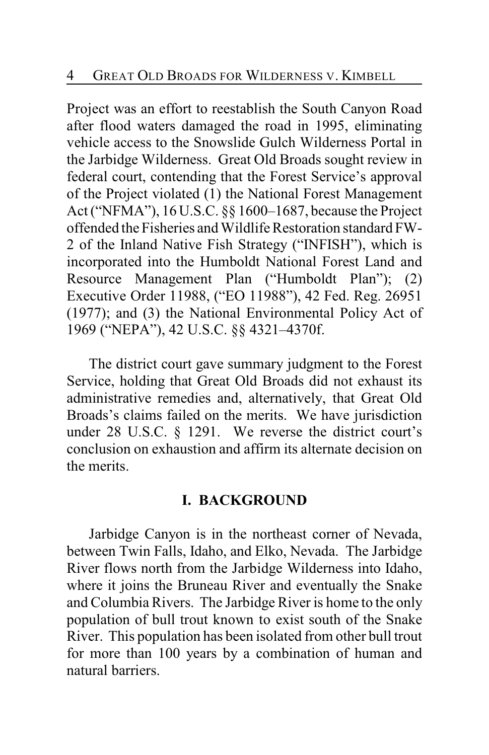Project was an effort to reestablish the South Canyon Road after flood waters damaged the road in 1995, eliminating vehicle access to the Snowslide Gulch Wilderness Portal in the Jarbidge Wilderness. Great Old Broads sought review in federal court, contending that the Forest Service's approval of the Project violated (1) the National Forest Management Act ("NFMA"), 16 U.S.C. §§ 1600–1687, because the Project offended the Fisheries and Wildlife Restoration standard FW-2 of the Inland Native Fish Strategy ("INFISH"), which is incorporated into the Humboldt National Forest Land and Resource Management Plan ("Humboldt Plan"); (2) Executive Order 11988, ("EO 11988"), 42 Fed. Reg. 26951 (1977); and (3) the National Environmental Policy Act of 1969 ("NEPA"), 42 U.S.C. §§ 4321–4370f.

The district court gave summary judgment to the Forest Service, holding that Great Old Broads did not exhaust its administrative remedies and, alternatively, that Great Old Broads's claims failed on the merits. We have jurisdiction under 28 U.S.C. § 1291. We reverse the district court's conclusion on exhaustion and affirm its alternate decision on the merits.

## I. BACKGROUND

Jarbidge Canyon is in the northeast corner of Nevada, between Twin Falls, Idaho, and Elko, Nevada. The Jarbidge River flows north from the Jarbidge Wilderness into Idaho, where it joins the Bruneau River and eventually the Snake and Columbia Rivers. The Jarbidge River is home to the only population of bull trout known to exist south of the Snake River. This population has been isolated from other bull trout for more than 100 years by a combination of human and natural barriers.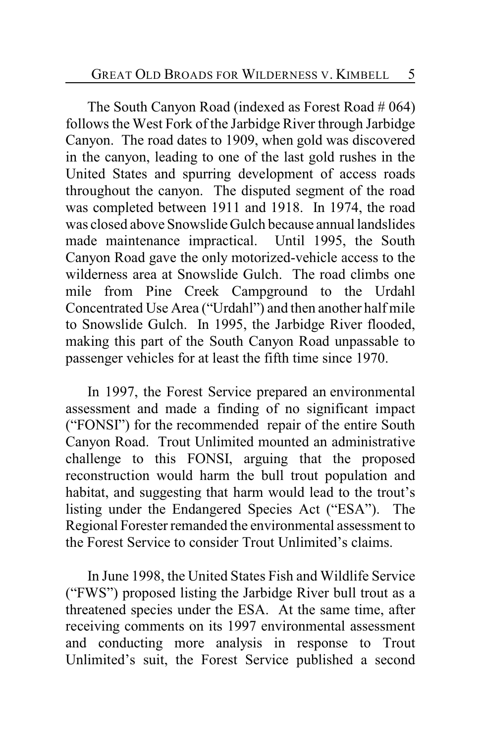The South Canyon Road (indexed as Forest Road # 064) follows the West Fork of the Jarbidge River through Jarbidge Canyon. The road dates to 1909, when gold was discovered in the canyon, leading to one of the last gold rushes in the United States and spurring development of access roads throughout the canyon. The disputed segment of the road was completed between 1911 and 1918. In 1974, the road was closed above Snowslide Gulch because annual landslides made maintenance impractical. Until 1995, the South Canyon Road gave the only motorized-vehicle access to the wilderness area at Snowslide Gulch. The road climbs one mile from Pine Creek Campground to the Urdahl Concentrated Use Area ("Urdahl") and then another half mile to Snowslide Gulch. In 1995, the Jarbidge River flooded, making this part of the South Canyon Road unpassable to passenger vehicles for at least the fifth time since 1970.

In 1997, the Forest Service prepared an environmental assessment and made a finding of no significant impact ("FONSI") for the recommended repair of the entire South Canyon Road. Trout Unlimited mounted an administrative challenge to this FONSI, arguing that the proposed reconstruction would harm the bull trout population and habitat, and suggesting that harm would lead to the trout's listing under the Endangered Species Act ("ESA"). The Regional Forester remanded the environmental assessment to the Forest Service to consider Trout Unlimited's claims.

In June 1998, the United States Fish and Wildlife Service ("FWS") proposed listing the Jarbidge River bull trout as a threatened species under the ESA. At the same time, after receiving comments on its 1997 environmental assessment and conducting more analysis in response to Trout Unlimited's suit, the Forest Service published a second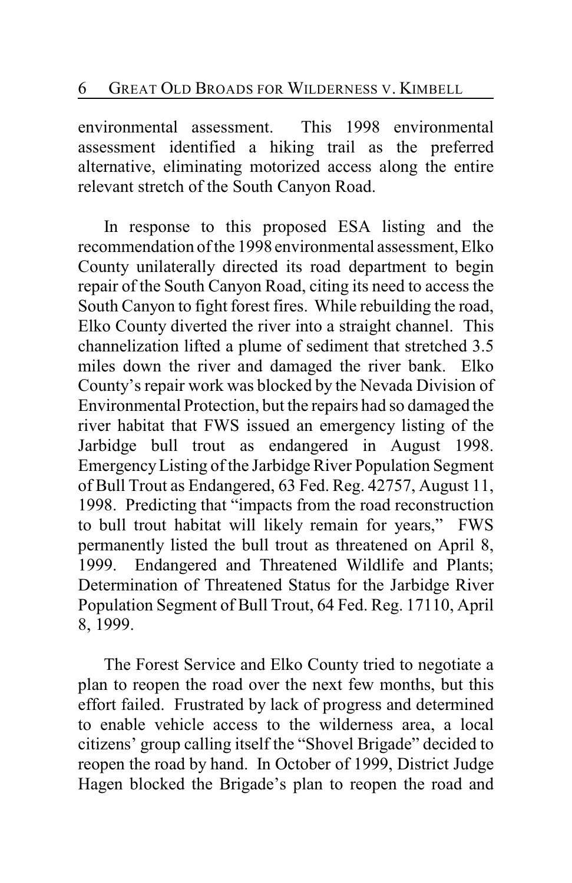environmental assessment. This 1998 environmental assessment identified a hiking trail as the preferred alternative, eliminating motorized access along the entire relevant stretch of the South Canyon Road.

In response to this proposed ESA listing and the recommendation of the 1998 environmental assessment, Elko County unilaterally directed its road department to begin repair of the South Canyon Road, citing its need to access the South Canyon to fight forest fires. While rebuilding the road, Elko County diverted the river into a straight channel. This channelization lifted a plume of sediment that stretched 3.5 miles down the river and damaged the river bank. Elko County's repair work was blocked by the Nevada Division of Environmental Protection, but the repairs had so damaged the river habitat that FWS issued an emergency listing of the Jarbidge bull trout as endangered in August 1998. Emergency Listing of the Jarbidge River Population Segment of Bull Trout as Endangered, 63 Fed. Reg. 42757, August 11, 1998. Predicting that "impacts from the road reconstruction to bull trout habitat will likely remain for years," FWS permanently listed the bull trout as threatened on April 8, 1999. Endangered and Threatened Wildlife and Plants; Determination of Threatened Status for the Jarbidge River Population Segment of Bull Trout, 64 Fed. Reg. 17110, April 8, 1999.

The Forest Service and Elko County tried to negotiate a plan to reopen the road over the next few months, but this effort failed. Frustrated by lack of progress and determined to enable vehicle access to the wilderness area, a local citizens' group calling itself the "Shovel Brigade" decided to reopen the road by hand. In October of 1999, District Judge Hagen blocked the Brigade's plan to reopen the road and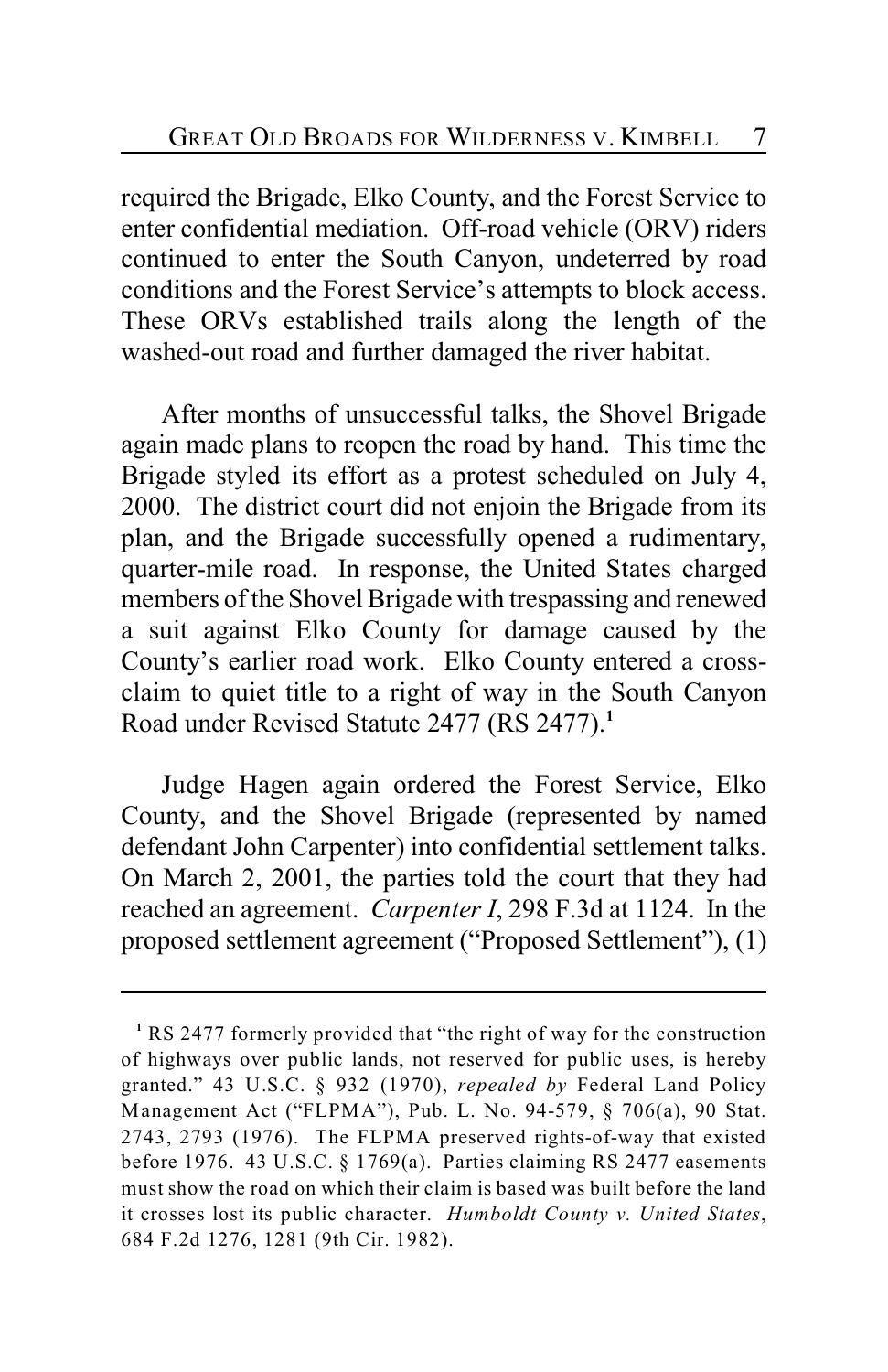required the Brigade, Elko County, and the Forest Service to enter confidential mediation. Off-road vehicle (ORV) riders continued to enter the South Canyon, undeterred by road conditions and the Forest Service's attempts to block access. These ORVs established trails along the length of the washed-out road and further damaged the river habitat.

After months of unsuccessful talks, the Shovel Brigade again made plans to reopen the road by hand. This time the Brigade styled its effort as a protest scheduled on July 4, 2000. The district court did not enjoin the Brigade from its plan, and the Brigade successfully opened a rudimentary, quarter-mile road. In response, the United States charged members of the Shovel Brigade with trespassing and renewed a suit against Elko County for damage caused by the County's earlier road work. Elko County entered a cross-claim to quiet title to a right of way in the South Canyon Road under Revised Statute 2477 (RS 2477).[1]

Judge Hagen again ordered the Forest Service, Elko County, and the Shovel Brigade (represented by named defendant John Carpenter) into confidential settlement talks. On March 2, 2001, the parties told the court that they had reached an agreement. *Carpenter I*, 298 F.3d at 1124. In the proposed settlement agreement ("Proposed Settlement"), (1)

---

[1] RS 2477 formerly provided that "the right of way for the construction of highways over public lands, not reserved for public uses, is hereby granted." 43 U.S.C. § 932 (1970), *repealed by* Federal Land Policy Management Act ("FLPMA"), Pub. L. No. 94-579, § 706(a), 90 Stat. 2743, 2793 (1976). The FLPMA preserved rights-of-way that existed before 1976. 43 U.S.C. § 1769(a). Parties claiming RS 2477 easements must show the road on which their claim is based was built before the land it crosses lost its public character. *Humboldt County v. United States*, 684 F.2d 1276, 1281 (9th Cir. 1982).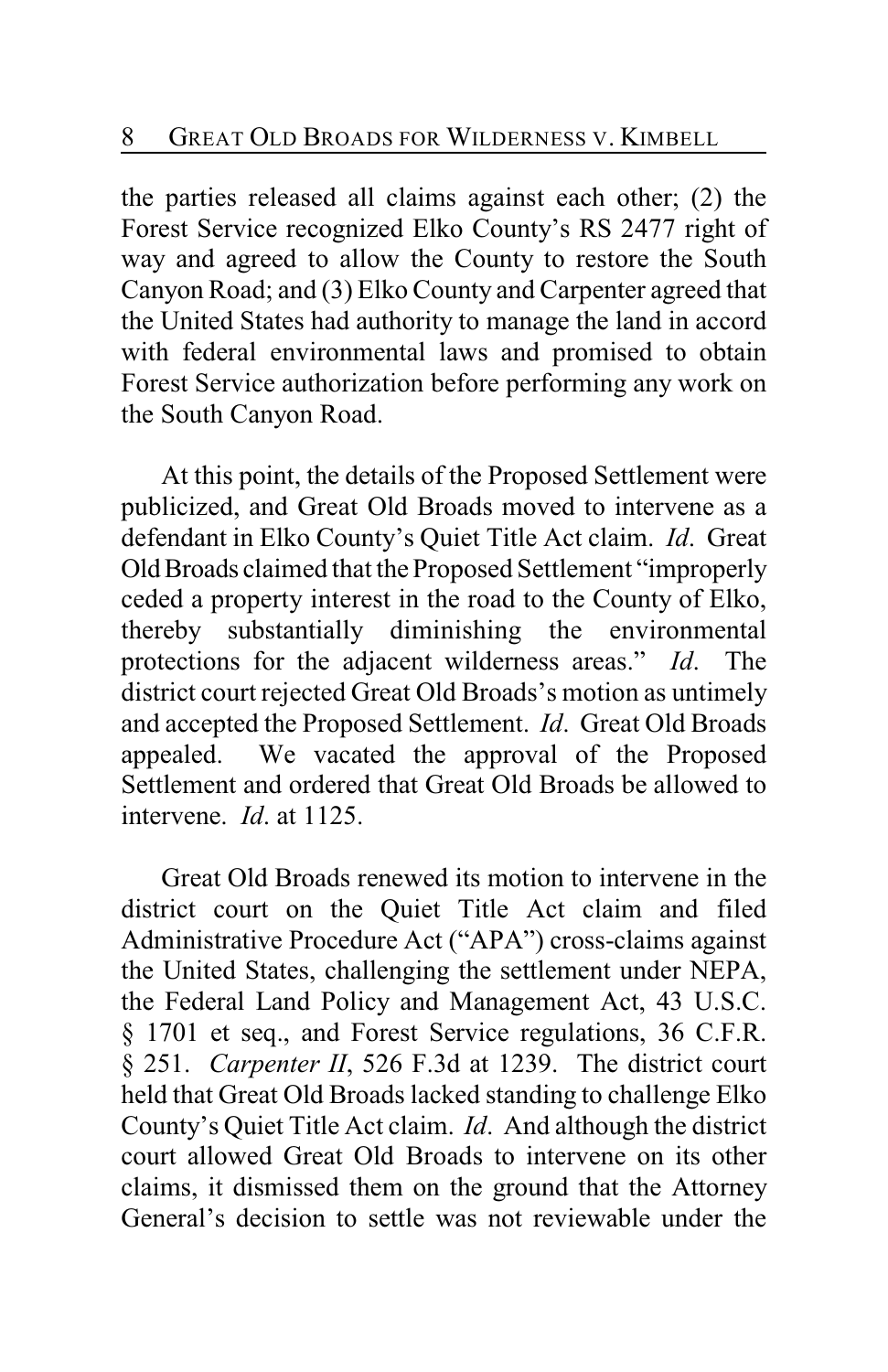the parties released all claims against each other; (2) the Forest Service recognized Elko County's RS 2477 right of way and agreed to allow the County to restore the South Canyon Road; and (3) Elko County and Carpenter agreed that the United States had authority to manage the land in accord with federal environmental laws and promised to obtain Forest Service authorization before performing any work on the South Canyon Road.

At this point, the details of the Proposed Settlement were publicized, and Great Old Broads moved to intervene as a defendant in Elko County's Quiet Title Act claim. *Id*. Great Old Broads claimed that the Proposed Settlement "improperly ceded a property interest in the road to the County of Elko, thereby substantially diminishing the environmental protections for the adjacent wilderness areas." *Id*. The district court rejected Great Old Broads's motion as untimely and accepted the Proposed Settlement. *Id*. Great Old Broads appealed. We vacated the approval of the Proposed Settlement and ordered that Great Old Broads be allowed to intervene. *Id*. at 1125.

Great Old Broads renewed its motion to intervene in the district court on the Quiet Title Act claim and filed Administrative Procedure Act ("APA") cross-claims against the United States, challenging the settlement under NEPA, the Federal Land Policy and Management Act, 43 U.S.C. § 1701 et seq., and Forest Service regulations, 36 C.F.R. § 251. *Carpenter II*, 526 F.3d at 1239. The district court held that Great Old Broads lacked standing to challenge Elko County's Quiet Title Act claim. *Id*. And although the district court allowed Great Old Broads to intervene on its other claims, it dismissed them on the ground that the Attorney General's decision to settle was not reviewable under the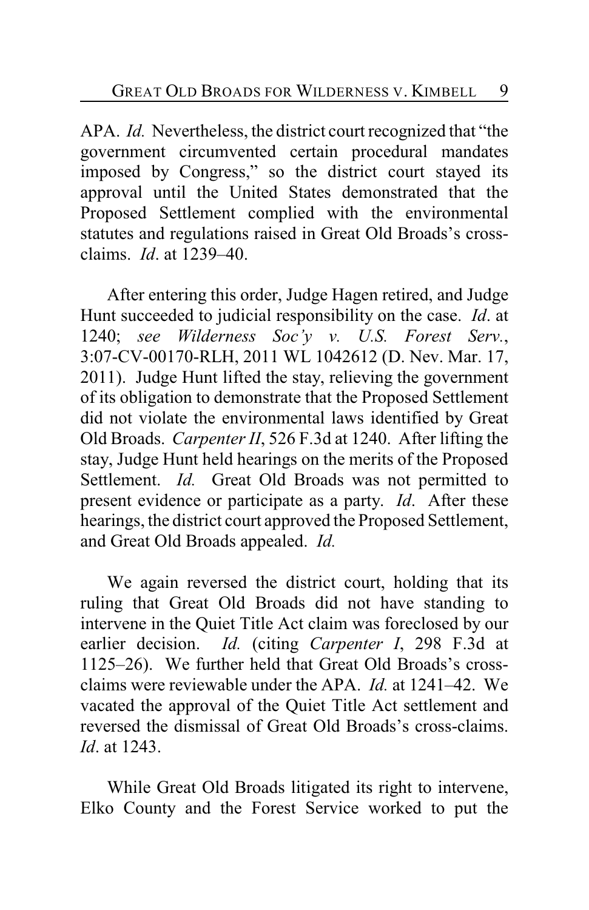APA. *Id.* Nevertheless, the district court recognized that "the government circumvented certain procedural mandates imposed by Congress," so the district court stayed its approval until the United States demonstrated that the Proposed Settlement complied with the environmental statutes and regulations raised in Great Old Broads's cross-claims. *Id*. at 1239–40.

After entering this order, Judge Hagen retired, and Judge Hunt succeeded to judicial responsibility on the case. *Id*. at 1240; *see Wilderness Soc'y v. U.S. Forest Serv.*, 3:07-CV-00170-RLH, 2011 WL 1042612 (D. Nev. Mar. 17, 2011). Judge Hunt lifted the stay, relieving the government of its obligation to demonstrate that the Proposed Settlement did not violate the environmental laws identified by Great Old Broads. *Carpenter II*, 526 F.3d at 1240. After lifting the stay, Judge Hunt held hearings on the merits of the Proposed Settlement. *Id.* Great Old Broads was not permitted to present evidence or participate as a party. *Id*. After these hearings, the district court approved the Proposed Settlement, and Great Old Broads appealed. *Id.*

We again reversed the district court, holding that its ruling that Great Old Broads did not have standing to intervene in the Quiet Title Act claim was foreclosed by our earlier decision. *Id.* (citing *Carpenter I*, 298 F.3d at 1125–26). We further held that Great Old Broads's cross-claims were reviewable under the APA. *Id.* at 1241–42. We vacated the approval of the Quiet Title Act settlement and reversed the dismissal of Great Old Broads's cross-claims. *Id*. at 1243.

While Great Old Broads litigated its right to intervene, Elko County and the Forest Service worked to put the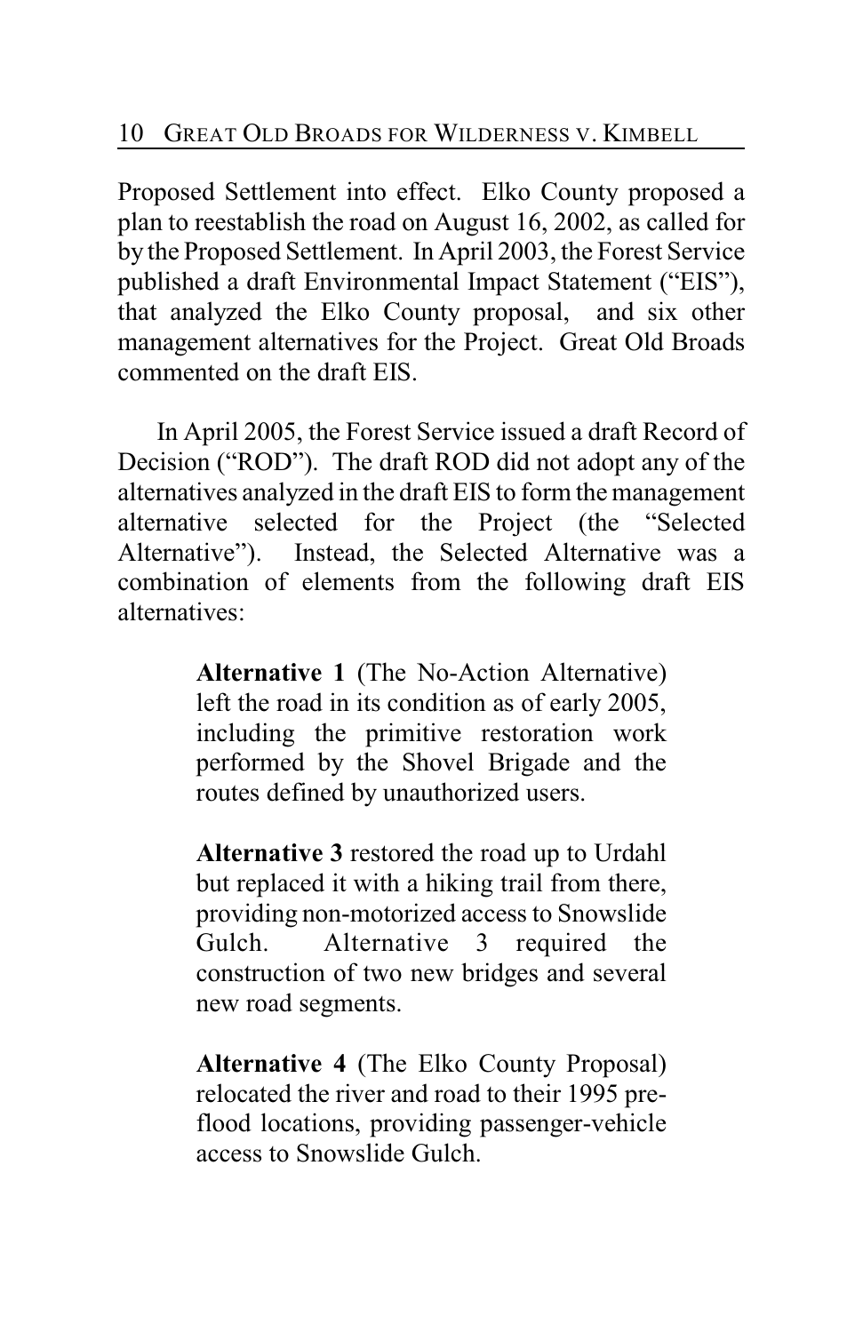Proposed Settlement into effect. Elko County proposed a plan to reestablish the road on August 16, 2002, as called for by the Proposed Settlement. In April 2003, the Forest Service published a draft Environmental Impact Statement ("EIS"), that analyzed the Elko County proposal, and six other management alternatives for the Project. Great Old Broads commented on the draft EIS.

In April 2005, the Forest Service issued a draft Record of Decision ("ROD"). The draft ROD did not adopt any of the alternatives analyzed in the draft EIS to form the management alternative selected for the Project (the "Selected Alternative"). Instead, the Selected Alternative was a combination of elements from the following draft EIS alternatives:

> **Alternative 1** (The No-Action Alternative) left the road in its condition as of early 2005, including the primitive restoration work performed by the Shovel Brigade and the routes defined by unauthorized users.
>
> **Alternative 3** restored the road up to Urdahl but replaced it with a hiking trail from there, providing non-motorized access to Snowslide Gulch. Alternative 3 required the construction of two new bridges and several new road segments.
>
> **Alternative 4** (The Elko County Proposal) relocated the river and road to their 1995 pre-flood locations, providing passenger-vehicle access to Snowslide Gulch.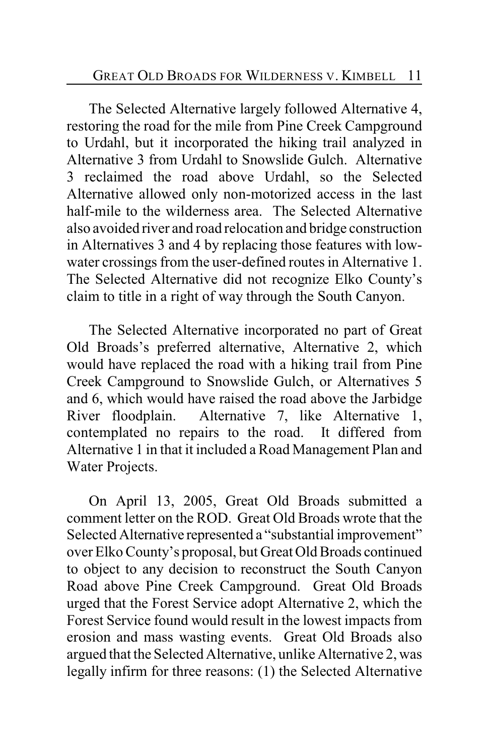The Selected Alternative largely followed Alternative 4, restoring the road for the mile from Pine Creek Campground to Urdahl, but it incorporated the hiking trail analyzed in Alternative 3 from Urdahl to Snowslide Gulch. Alternative 3 reclaimed the road above Urdahl, so the Selected Alternative allowed only non-motorized access in the last half-mile to the wilderness area. The Selected Alternative also avoided river and road relocation and bridge construction in Alternatives 3 and 4 by replacing those features with low-water crossings from the user-defined routes in Alternative 1. The Selected Alternative did not recognize Elko County's claim to title in a right of way through the South Canyon.

The Selected Alternative incorporated no part of Great Old Broads's preferred alternative, Alternative 2, which would have replaced the road with a hiking trail from Pine Creek Campground to Snowslide Gulch, or Alternatives 5 and 6, which would have raised the road above the Jarbidge River floodplain. Alternative 7, like Alternative 1, contemplated no repairs to the road. It differed from Alternative 1 in that it included a Road Management Plan and Water Projects.

On April 13, 2005, Great Old Broads submitted a comment letter on the ROD. Great Old Broads wrote that the Selected Alternative represented a "substantial improvement" over Elko County's proposal, but Great Old Broads continued to object to any decision to reconstruct the South Canyon Road above Pine Creek Campground. Great Old Broads urged that the Forest Service adopt Alternative 2, which the Forest Service found would result in the lowest impacts from erosion and mass wasting events. Great Old Broads also argued that the Selected Alternative, unlike Alternative 2, was legally infirm for three reasons: (1) the Selected Alternative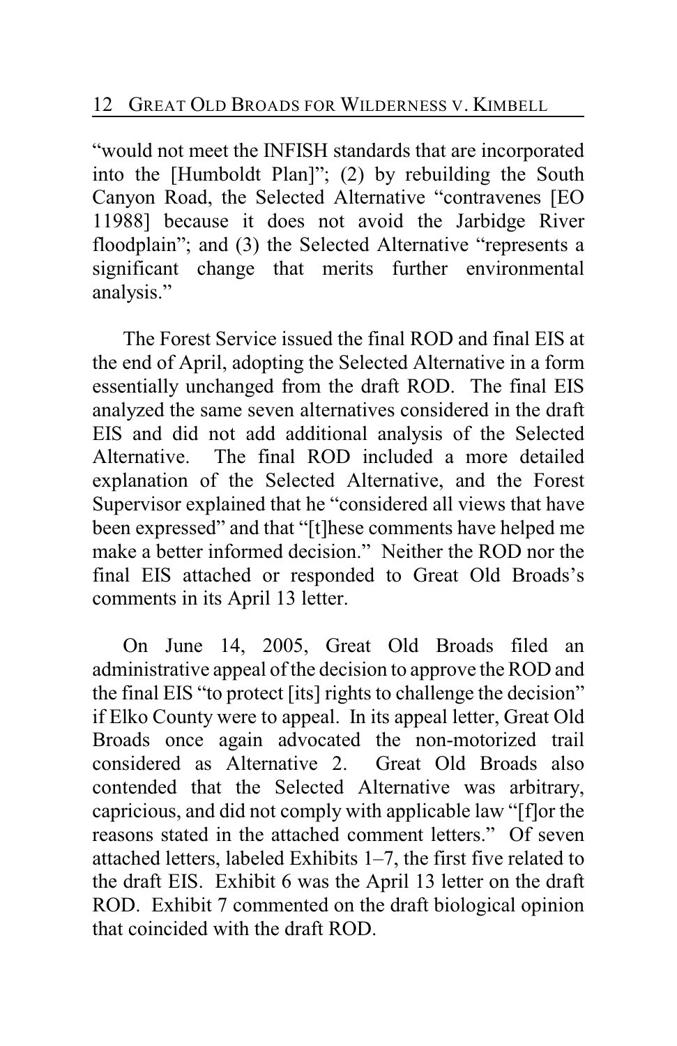"would not meet the INFISH standards that are incorporated into the [Humboldt Plan]"; (2) by rebuilding the South Canyon Road, the Selected Alternative "contravenes [EO 11988] because it does not avoid the Jarbidge River floodplain"; and (3) the Selected Alternative "represents a significant change that merits further environmental analysis."

The Forest Service issued the final ROD and final EIS at the end of April, adopting the Selected Alternative in a form essentially unchanged from the draft ROD. The final EIS analyzed the same seven alternatives considered in the draft EIS and did not add additional analysis of the Selected Alternative. The final ROD included a more detailed explanation of the Selected Alternative, and the Forest Supervisor explained that he "considered all views that have been expressed" and that "[t]hese comments have helped me make a better informed decision." Neither the ROD nor the final EIS attached or responded to Great Old Broads's comments in its April 13 letter.

On June 14, 2005, Great Old Broads filed an administrative appeal of the decision to approve the ROD and the final EIS "to protect [its] rights to challenge the decision" if Elko County were to appeal. In its appeal letter, Great Old Broads once again advocated the non-motorized trail considered as Alternative 2. Great Old Broads also contended that the Selected Alternative was arbitrary, capricious, and did not comply with applicable law "[f]or the reasons stated in the attached comment letters." Of seven attached letters, labeled Exhibits 1–7, the first five related to the draft EIS. Exhibit 6 was the April 13 letter on the draft ROD. Exhibit 7 commented on the draft biological opinion that coincided with the draft ROD.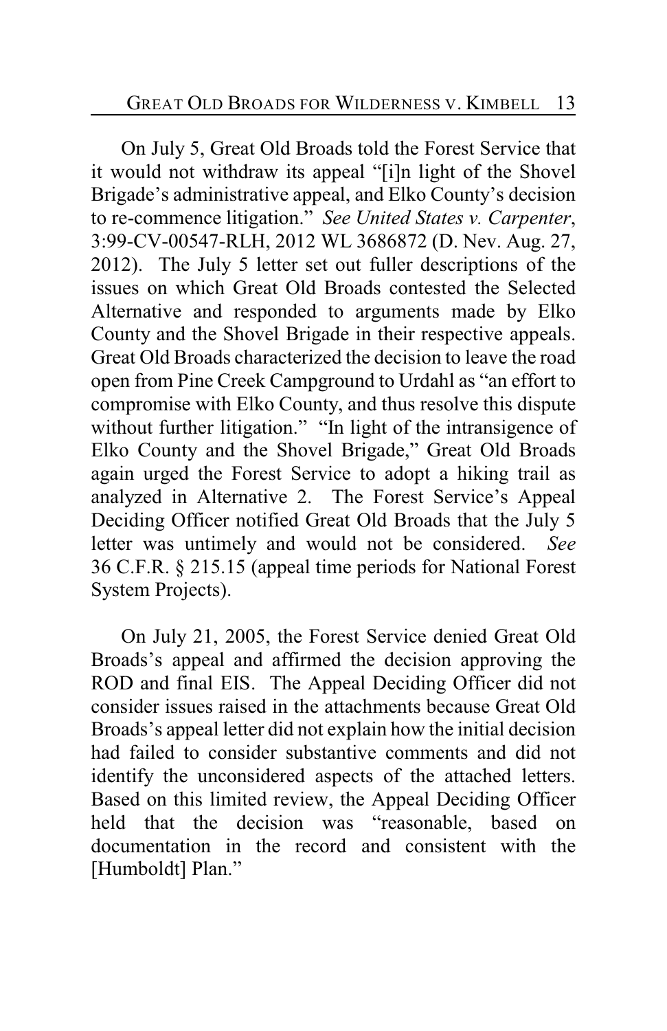On July 5, Great Old Broads told the Forest Service that it would not withdraw its appeal "[i]n light of the Shovel Brigade's administrative appeal, and Elko County's decision to re-commence litigation." *See United States v. Carpenter*, 3:99-CV-00547-RLH, 2012 WL 3686872 (D. Nev. Aug. 27, 2012). The July 5 letter set out fuller descriptions of the issues on which Great Old Broads contested the Selected Alternative and responded to arguments made by Elko County and the Shovel Brigade in their respective appeals. Great Old Broads characterized the decision to leave the road open from Pine Creek Campground to Urdahl as "an effort to compromise with Elko County, and thus resolve this dispute without further litigation." "In light of the intransigence of Elko County and the Shovel Brigade," Great Old Broads again urged the Forest Service to adopt a hiking trail as analyzed in Alternative 2. The Forest Service's Appeal Deciding Officer notified Great Old Broads that the July 5 letter was untimely and would not be considered. *See* 36 C.F.R. § 215.15 (appeal time periods for National Forest System Projects).

On July 21, 2005, the Forest Service denied Great Old Broads's appeal and affirmed the decision approving the ROD and final EIS. The Appeal Deciding Officer did not consider issues raised in the attachments because Great Old Broads's appeal letter did not explain how the initial decision had failed to consider substantive comments and did not identify the unconsidered aspects of the attached letters. Based on this limited review, the Appeal Deciding Officer held that the decision was "reasonable, based on documentation in the record and consistent with the [Humboldt] Plan."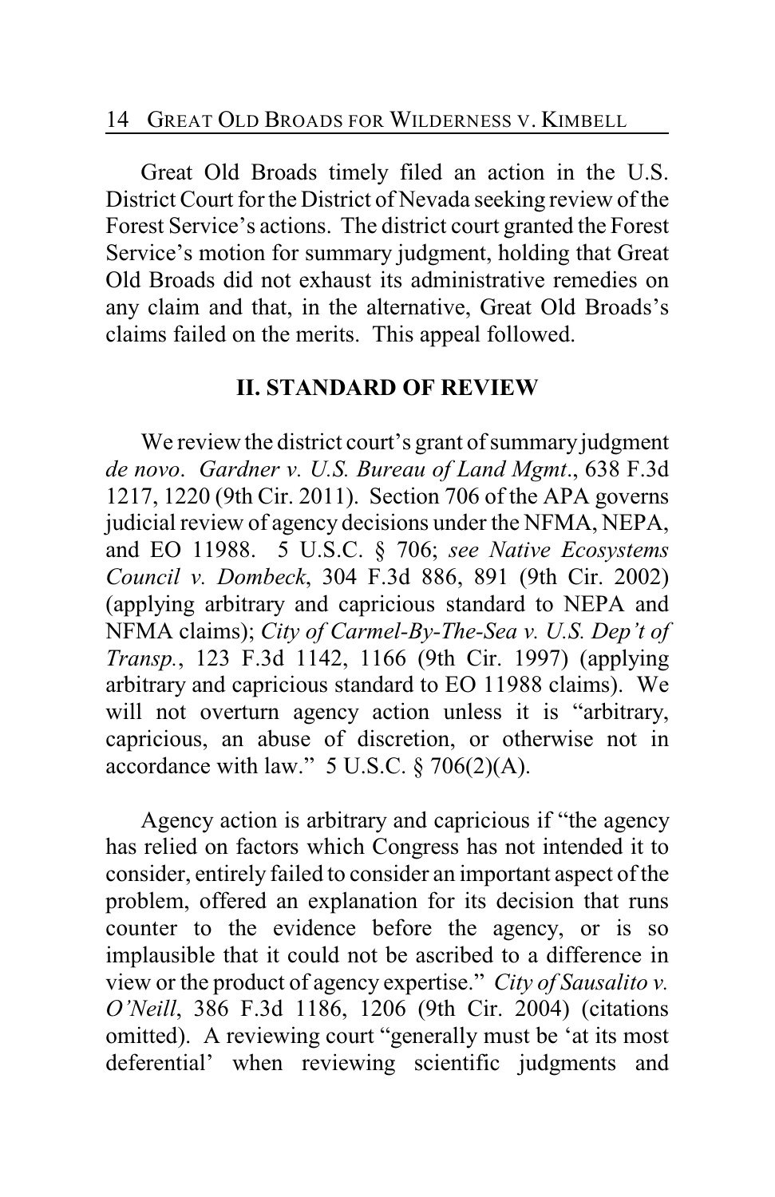Great Old Broads timely filed an action in the U.S. District Court for the District of Nevada seeking review of the Forest Service's actions. The district court granted the Forest Service's motion for summary judgment, holding that Great Old Broads did not exhaust its administrative remedies on any claim and that, in the alternative, Great Old Broads's claims failed on the merits. This appeal followed.

## II. STANDARD OF REVIEW

We review the district court's grant of summary judgment *de novo*. *Gardner v. U.S. Bureau of Land Mgmt*., 638 F.3d 1217, 1220 (9th Cir. 2011). Section 706 of the APA governs judicial review of agency decisions under the NFMA, NEPA, and EO 11988. 5 U.S.C. § 706; *see Native Ecosystems Council v. Dombeck*, 304 F.3d 886, 891 (9th Cir. 2002) (applying arbitrary and capricious standard to NEPA and NFMA claims); *City of Carmel-By-The-Sea v. U.S. Dep't of Transp.*, 123 F.3d 1142, 1166 (9th Cir. 1997) (applying arbitrary and capricious standard to EO 11988 claims). We will not overturn agency action unless it is "arbitrary, capricious, an abuse of discretion, or otherwise not in accordance with law." 5 U.S.C. § 706(2)(A).

Agency action is arbitrary and capricious if "the agency has relied on factors which Congress has not intended it to consider, entirely failed to consider an important aspect of the problem, offered an explanation for its decision that runs counter to the evidence before the agency, or is so implausible that it could not be ascribed to a difference in view or the product of agency expertise." *City of Sausalito v. O'Neill*, 386 F.3d 1186, 1206 (9th Cir. 2004) (citations omitted). A reviewing court "generally must be 'at its most deferential' when reviewing scientific judgments and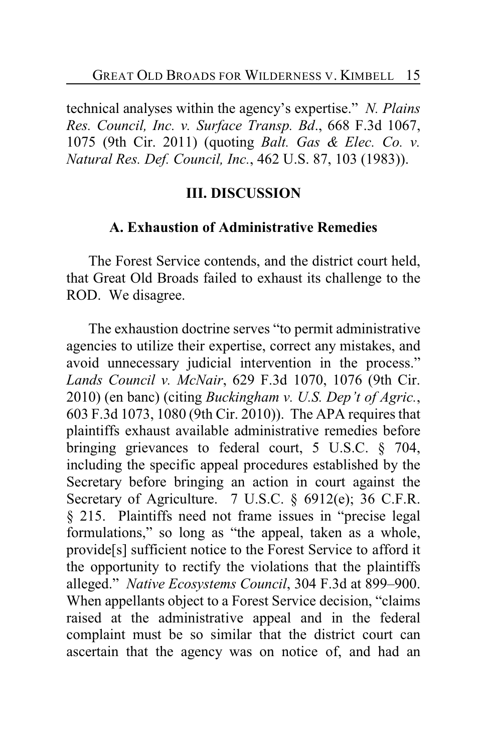technical analyses within the agency's expertise." *N. Plains Res. Council, Inc. v. Surface Transp. Bd*., 668 F.3d 1067, 1075 (9th Cir. 2011) (quoting *Balt. Gas & Elec. Co. v. Natural Res. Def. Council, Inc.*, 462 U.S. 87, 103 (1983)).

## III. DISCUSSION

### A. Exhaustion of Administrative Remedies

The Forest Service contends, and the district court held, that Great Old Broads failed to exhaust its challenge to the ROD. We disagree.

The exhaustion doctrine serves "to permit administrative agencies to utilize their expertise, correct any mistakes, and avoid unnecessary judicial intervention in the process." *Lands Council v. McNair*, 629 F.3d 1070, 1076 (9th Cir. 2010) (en banc) (citing *Buckingham v. U.S. Dep't of Agric.*, 603 F.3d 1073, 1080 (9th Cir. 2010)). The APA requires that plaintiffs exhaust available administrative remedies before bringing grievances to federal court, 5 U.S.C. § 704, including the specific appeal procedures established by the Secretary before bringing an action in court against the Secretary of Agriculture. 7 U.S.C. § 6912(e); 36 C.F.R. § 215. Plaintiffs need not frame issues in "precise legal formulations," so long as "the appeal, taken as a whole, provide[s] sufficient notice to the Forest Service to afford it the opportunity to rectify the violations that the plaintiffs alleged." *Native Ecosystems Council*, 304 F.3d at 899–900. When appellants object to a Forest Service decision, "claims raised at the administrative appeal and in the federal complaint must be so similar that the district court can ascertain that the agency was on notice of, and had an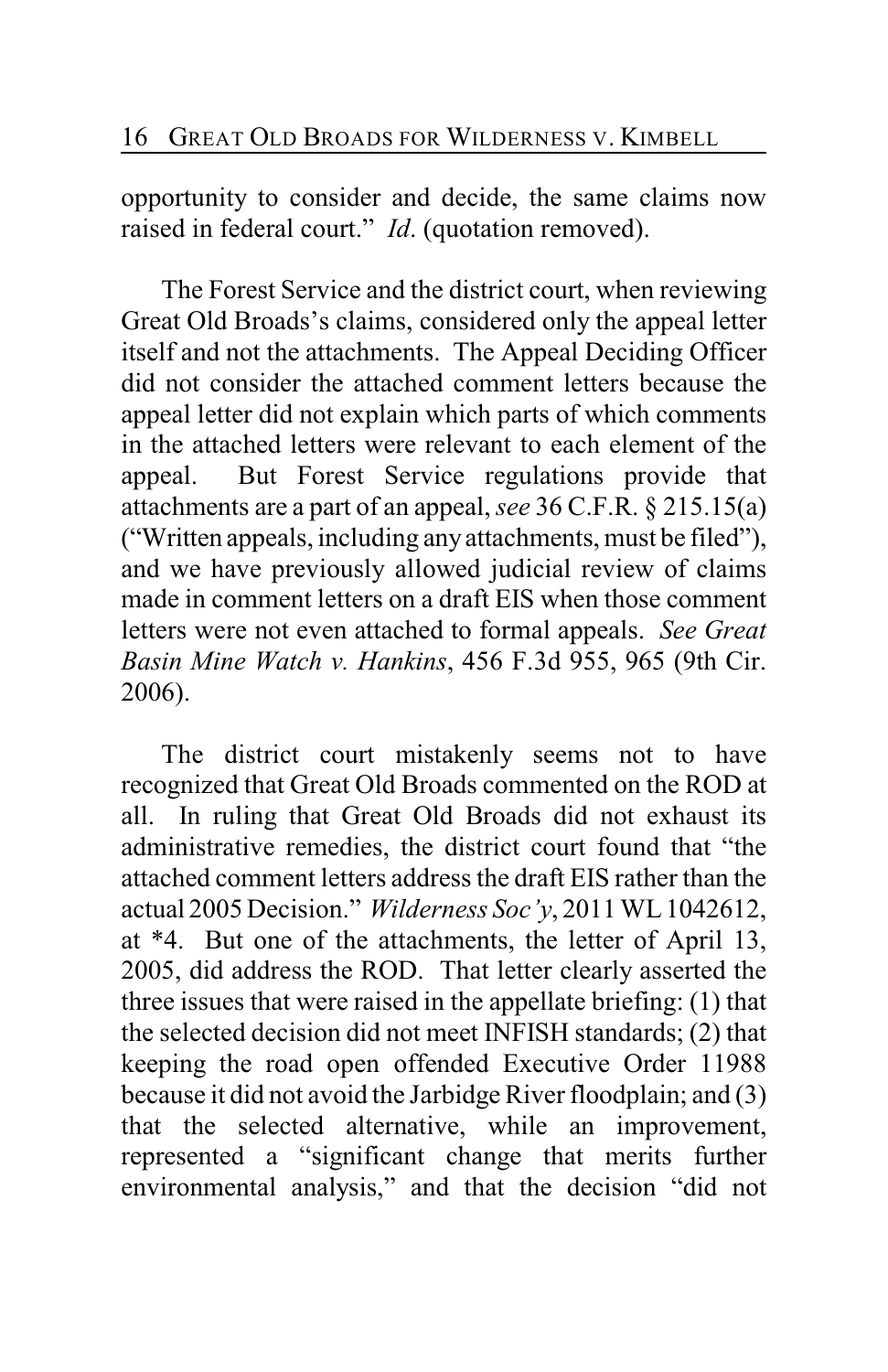opportunity to consider and decide, the same claims now raised in federal court." *Id*. (quotation removed).

The Forest Service and the district court, when reviewing Great Old Broads's claims, considered only the appeal letter itself and not the attachments. The Appeal Deciding Officer did not consider the attached comment letters because the appeal letter did not explain which parts of which comments in the attached letters were relevant to each element of the appeal. But Forest Service regulations provide that attachments are a part of an appeal, *see* 36 C.F.R. § 215.15(a) ("Written appeals, including any attachments, must be filed"), and we have previously allowed judicial review of claims made in comment letters on a draft EIS when those comment letters were not even attached to formal appeals. *See Great Basin Mine Watch v. Hankins*, 456 F.3d 955, 965 (9th Cir. 2006).

The district court mistakenly seems not to have recognized that Great Old Broads commented on the ROD at all. In ruling that Great Old Broads did not exhaust its administrative remedies, the district court found that "the attached comment letters address the draft EIS rather than the actual 2005 Decision." *Wilderness Soc'y*, 2011 WL 1042612, at *4. But one of the attachments, the letter of April 13, 2005, did address the ROD. That letter clearly asserted the three issues that were raised in the appellate briefing: (1) that the selected decision did not meet INFISH standards; (2) that keeping the road open offended Executive Order 11988 because it did not avoid the Jarbidge River floodplain; and (3) that the selected alternative, while an improvement, represented a "significant change that merits further environmental analysis," and that the decision "did not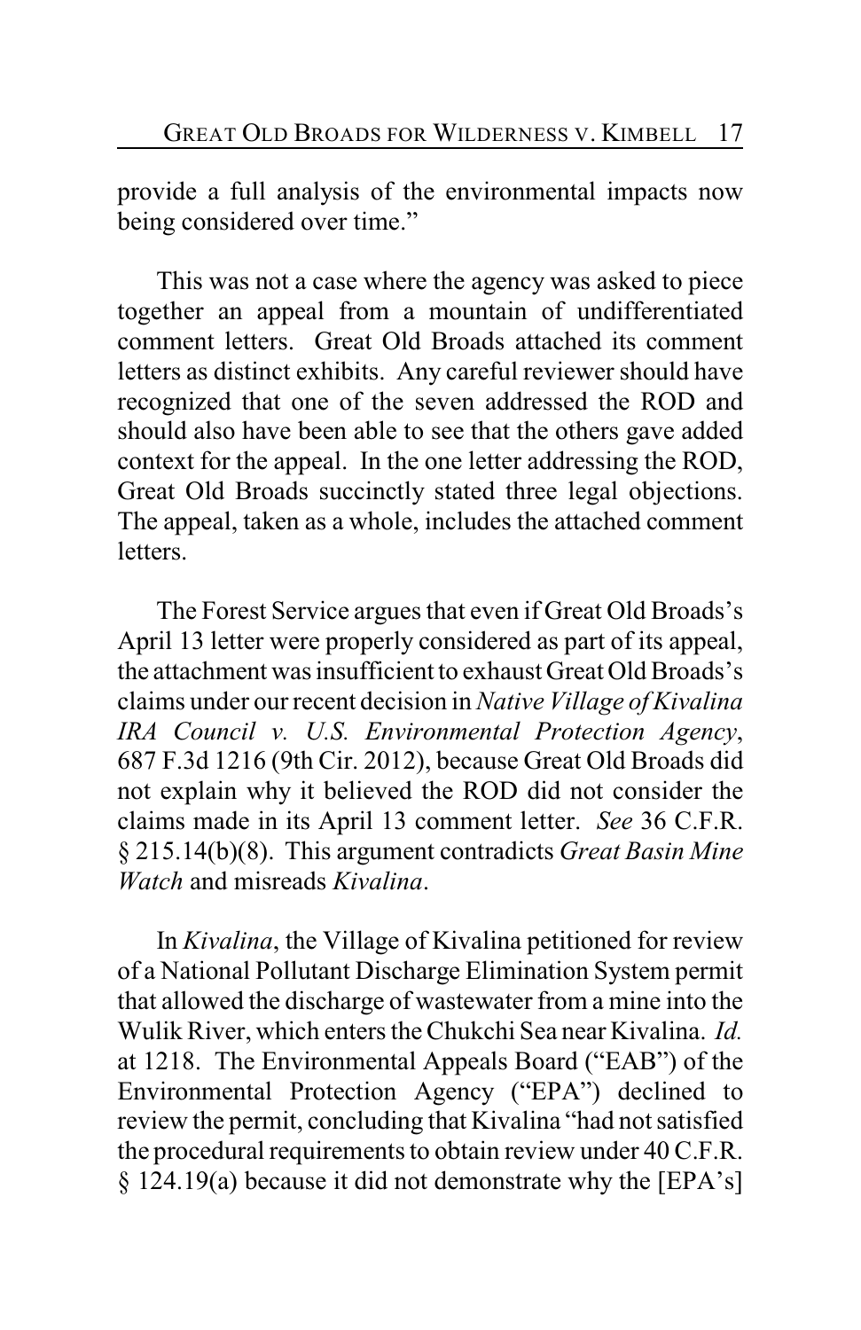provide a full analysis of the environmental impacts now being considered over time."

This was not a case where the agency was asked to piece together an appeal from a mountain of undifferentiated comment letters. Great Old Broads attached its comment letters as distinct exhibits. Any careful reviewer should have recognized that one of the seven addressed the ROD and should also have been able to see that the others gave added context for the appeal. In the one letter addressing the ROD, Great Old Broads succinctly stated three legal objections. The appeal, taken as a whole, includes the attached comment letters.

The Forest Service argues that even if Great Old Broads's April 13 letter were properly considered as part of its appeal, the attachment was insufficient to exhaust Great Old Broads's claims under our recent decision in *Native Village of Kivalina IRA Council v. U.S. Environmental Protection Agency*, 687 F.3d 1216 (9th Cir. 2012), because Great Old Broads did not explain why it believed the ROD did not consider the claims made in its April 13 comment letter. *See* 36 C.F.R. § 215.14(b)(8). This argument contradicts *Great Basin Mine Watch* and misreads *Kivalina*.

In *Kivalina*, the Village of Kivalina petitioned for review of a National Pollutant Discharge Elimination System permit that allowed the discharge of wastewater from a mine into the Wulik River, which enters the Chukchi Sea near Kivalina. *Id.* at 1218. The Environmental Appeals Board ("EAB") of the Environmental Protection Agency ("EPA") declined to review the permit, concluding that Kivalina "had not satisfied the procedural requirements to obtain review under 40 C.F.R. § 124.19(a) because it did not demonstrate why the [EPA's]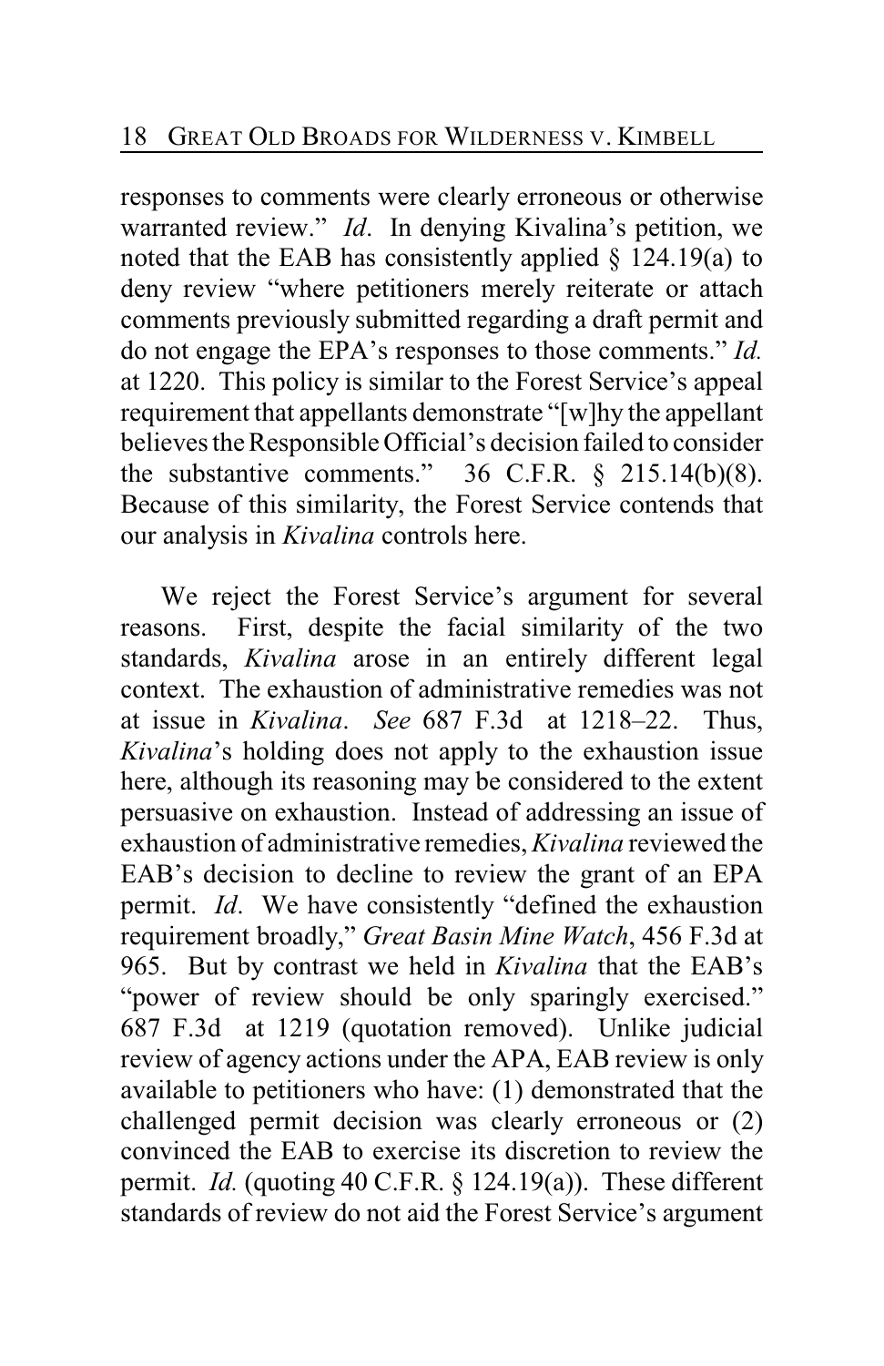responses to comments were clearly erroneous or otherwise warranted review." *Id*. In denying Kivalina's petition, we noted that the EAB has consistently applied § 124.19(a) to deny review "where petitioners merely reiterate or attach comments previously submitted regarding a draft permit and do not engage the EPA's responses to those comments." *Id.* at 1220. This policy is similar to the Forest Service's appeal requirement that appellants demonstrate "[w]hy the appellant believes the Responsible Official's decision failed to consider the substantive comments." 36 C.F.R. § 215.14(b)(8). Because of this similarity, the Forest Service contends that our analysis in *Kivalina* controls here.

We reject the Forest Service's argument for several reasons. First, despite the facial similarity of the two standards, *Kivalina* arose in an entirely different legal context. The exhaustion of administrative remedies was not at issue in *Kivalina*. *See* 687 F.3d at 1218–22. Thus, *Kivalina*'s holding does not apply to the exhaustion issue here, although its reasoning may be considered to the extent persuasive on exhaustion. Instead of addressing an issue of exhaustion of administrative remedies, *Kivalina* reviewed the EAB's decision to decline to review the grant of an EPA permit. *Id*. We have consistently "defined the exhaustion requirement broadly," *Great Basin Mine Watch*, 456 F.3d at 965. But by contrast we held in *Kivalina* that the EAB's "power of review should be only sparingly exercised." 687 F.3d at 1219 (quotation removed). Unlike judicial review of agency actions under the APA, EAB review is only available to petitioners who have: (1) demonstrated that the challenged permit decision was clearly erroneous or (2) convinced the EAB to exercise its discretion to review the permit. *Id.* (quoting 40 C.F.R. § 124.19(a)). These different standards of review do not aid the Forest Service's argument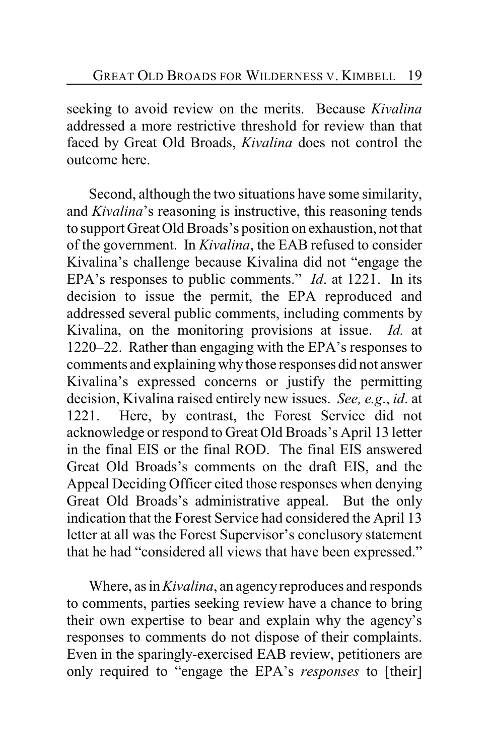seeking to avoid review on the merits. Because *Kivalina* addressed a more restrictive threshold for review than that faced by Great Old Broads, *Kivalina* does not control the outcome here.

Second, although the two situations have some similarity, and *Kivalina*'s reasoning is instructive, this reasoning tends to support Great Old Broads's position on exhaustion, not that of the government. In *Kivalina*, the EAB refused to consider Kivalina's challenge because Kivalina did not "engage the EPA's responses to public comments." *Id*. at 1221. In its decision to issue the permit, the EPA reproduced and addressed several public comments, including comments by Kivalina, on the monitoring provisions at issue. *Id.* at 1220–22. Rather than engaging with the EPA's responses to comments and explaining why those responses did not answer Kivalina's expressed concerns or justify the permitting decision, Kivalina raised entirely new issues. *See, e.g*., *id*. at 1221. Here, by contrast, the Forest Service did not acknowledge or respond to Great Old Broads's April 13 letter in the final EIS or the final ROD. The final EIS answered Great Old Broads's comments on the draft EIS, and the Appeal Deciding Officer cited those responses when denying Great Old Broads's administrative appeal. But the only indication that the Forest Service had considered the April 13 letter at all was the Forest Supervisor's conclusory statement that he had "considered all views that have been expressed."

Where, as in *Kivalina*, an agency reproduces and responds to comments, parties seeking review have a chance to bring their own expertise to bear and explain why the agency's responses to comments do not dispose of their complaints. Even in the sparingly-exercised EAB review, petitioners are only required to "engage the EPA's *responses* to [their]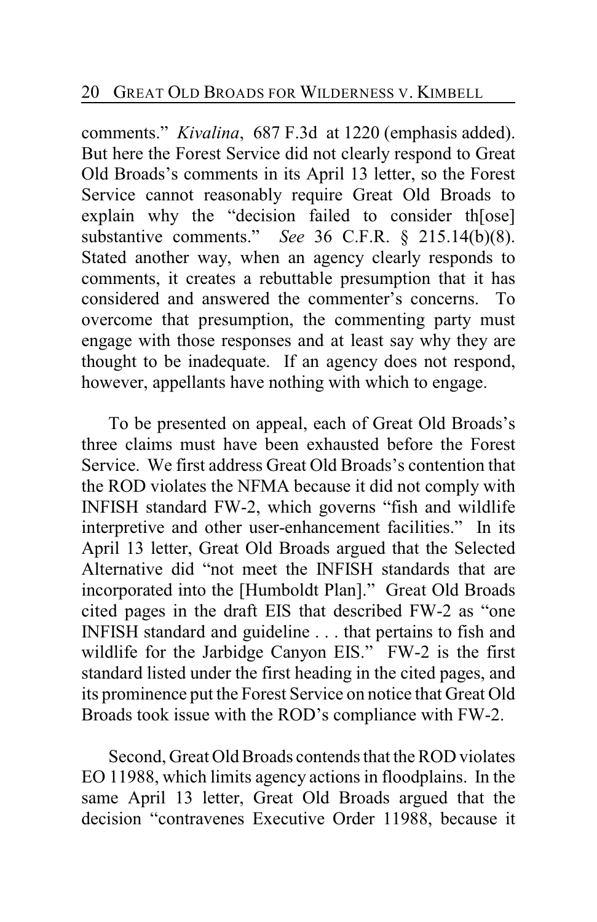comments." *Kivalina*, 687 F.3d at 1220 (emphasis added). But here the Forest Service did not clearly respond to Great Old Broads's comments in its April 13 letter, so the Forest Service cannot reasonably require Great Old Broads to explain why the "decision failed to consider th[ose] substantive comments." *See* 36 C.F.R. § 215.14(b)(8). Stated another way, when an agency clearly responds to comments, it creates a rebuttable presumption that it has considered and answered the commenter's concerns. To overcome that presumption, the commenting party must engage with those responses and at least say why they are thought to be inadequate. If an agency does not respond, however, appellants have nothing with which to engage.

To be presented on appeal, each of Great Old Broads's three claims must have been exhausted before the Forest Service. We first address Great Old Broads's contention that the ROD violates the NFMA because it did not comply with INFISH standard FW-2, which governs "fish and wildlife interpretive and other user-enhancement facilities." In its April 13 letter, Great Old Broads argued that the Selected Alternative did "not meet the INFISH standards that are incorporated into the [Humboldt Plan]." Great Old Broads cited pages in the draft EIS that described FW-2 as "one INFISH standard and guideline . . . that pertains to fish and wildlife for the Jarbidge Canyon EIS." FW-2 is the first standard listed under the first heading in the cited pages, and its prominence put the Forest Service on notice that Great Old Broads took issue with the ROD's compliance with FW-2.

Second, Great Old Broads contends that the ROD violates EO 11988, which limits agency actions in floodplains. In the same April 13 letter, Great Old Broads argued that the decision "contravenes Executive Order 11988, because it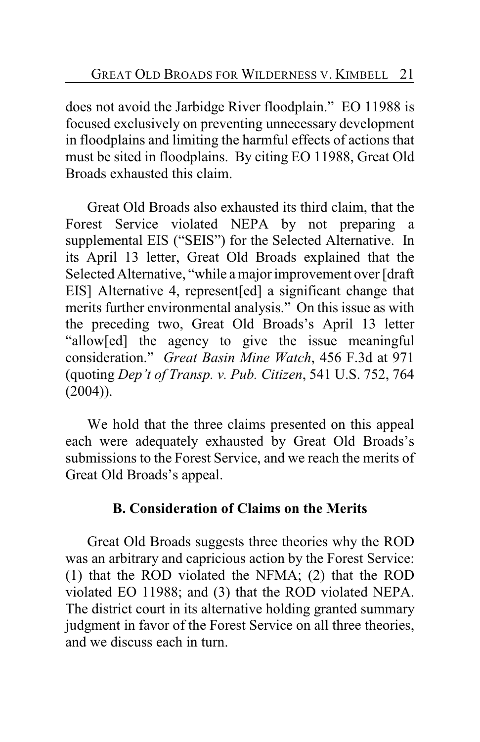does not avoid the Jarbidge River floodplain." EO 11988 is focused exclusively on preventing unnecessary development in floodplains and limiting the harmful effects of actions that must be sited in floodplains. By citing EO 11988, Great Old Broads exhausted this claim.

Great Old Broads also exhausted its third claim, that the Forest Service violated NEPA by not preparing a supplemental EIS ("SEIS") for the Selected Alternative. In its April 13 letter, Great Old Broads explained that the Selected Alternative, "while a major improvement over [draft EIS] Alternative 4, represent[ed] a significant change that merits further environmental analysis." On this issue as with the preceding two, Great Old Broads's April 13 letter "allow[ed] the agency to give the issue meaningful consideration." *Great Basin Mine Watch*, 456 F.3d at 971 (quoting *Dep't of Transp. v. Pub. Citizen*, 541 U.S. 752, 764 (2004)).

We hold that the three claims presented on this appeal each were adequately exhausted by Great Old Broads's submissions to the Forest Service, and we reach the merits of Great Old Broads's appeal.

## B. Consideration of Claims on the Merits

Great Old Broads suggests three theories why the ROD was an arbitrary and capricious action by the Forest Service: (1) that the ROD violated the NFMA; (2) that the ROD violated EO 11988; and (3) that the ROD violated NEPA. The district court in its alternative holding granted summary judgment in favor of the Forest Service on all three theories, and we discuss each in turn.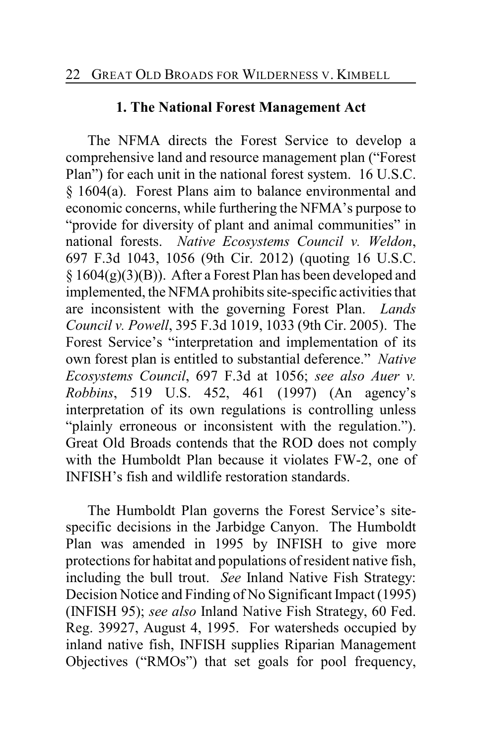### 1. The National Forest Management Act

The NFMA directs the Forest Service to develop a comprehensive land and resource management plan ("Forest Plan") for each unit in the national forest system. 16 U.S.C. § 1604(a). Forest Plans aim to balance environmental and economic concerns, while furthering the NFMA's purpose to "provide for diversity of plant and animal communities" in national forests. *Native Ecosystems Council v. Weldon*, 697 F.3d 1043, 1056 (9th Cir. 2012) (quoting 16 U.S.C. § 1604(g)(3)(B)). After a Forest Plan has been developed and implemented, the NFMA prohibits site-specific activities that are inconsistent with the governing Forest Plan. *Lands Council v. Powell*, 395 F.3d 1019, 1033 (9th Cir. 2005). The Forest Service's "interpretation and implementation of its own forest plan is entitled to substantial deference." *Native Ecosystems Council*, 697 F.3d at 1056; *see also Auer v. Robbins*, 519 U.S. 452, 461 (1997) (An agency's interpretation of its own regulations is controlling unless "plainly erroneous or inconsistent with the regulation."). Great Old Broads contends that the ROD does not comply with the Humboldt Plan because it violates FW-2, one of INFISH's fish and wildlife restoration standards.

The Humboldt Plan governs the Forest Service's site-specific decisions in the Jarbidge Canyon. The Humboldt Plan was amended in 1995 by INFISH to give more protections for habitat and populations of resident native fish, including the bull trout. *See* Inland Native Fish Strategy: Decision Notice and Finding of No Significant Impact (1995) (INFISH 95); *see also* Inland Native Fish Strategy, 60 Fed. Reg. 39927, August 4, 1995. For watersheds occupied by inland native fish, INFISH supplies Riparian Management Objectives ("RMOs") that set goals for pool frequency,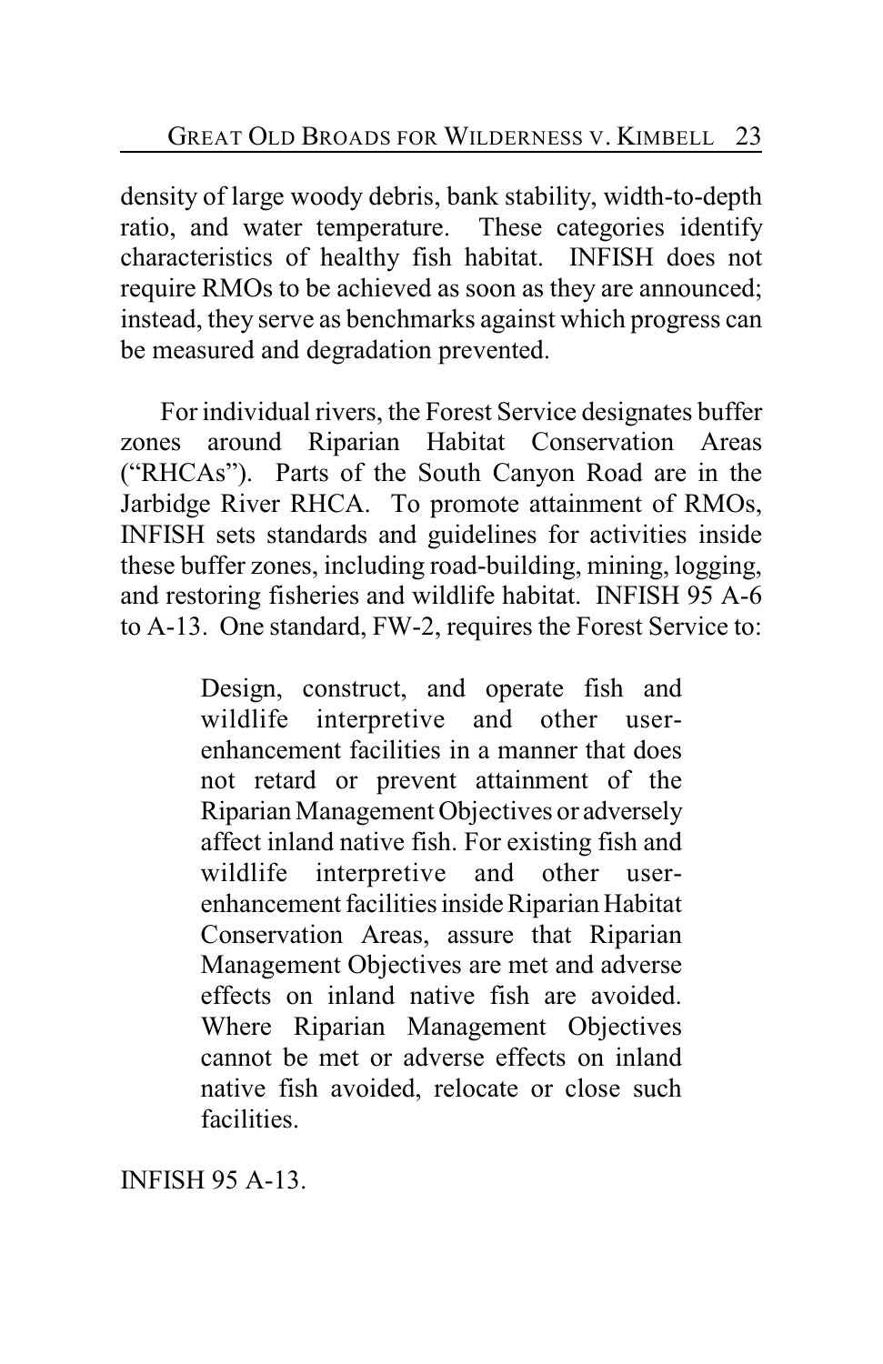density of large woody debris, bank stability, width-to-depth ratio, and water temperature. These categories identify characteristics of healthy fish habitat. INFISH does not require RMOs to be achieved as soon as they are announced; instead, they serve as benchmarks against which progress can be measured and degradation prevented.

For individual rivers, the Forest Service designates buffer zones around Riparian Habitat Conservation Areas ("RHCAs"). Parts of the South Canyon Road are in the Jarbidge River RHCA. To promote attainment of RMOs, INFISH sets standards and guidelines for activities inside these buffer zones, including road-building, mining, logging, and restoring fisheries and wildlife habitat. INFISH 95 A-6 to A-13. One standard, FW-2, requires the Forest Service to:

> Design, construct, and operate fish and wildlife interpretive and other user-enhancement facilities in a manner that does not retard or prevent attainment of the Riparian Management Objectives or adversely affect inland native fish. For existing fish and wildlife interpretive and other user-enhancement facilities inside Riparian Habitat Conservation Areas, assure that Riparian Management Objectives are met and adverse effects on inland native fish are avoided. Where Riparian Management Objectives cannot be met or adverse effects on inland native fish avoided, relocate or close such facilities.

INFISH 95 A-13.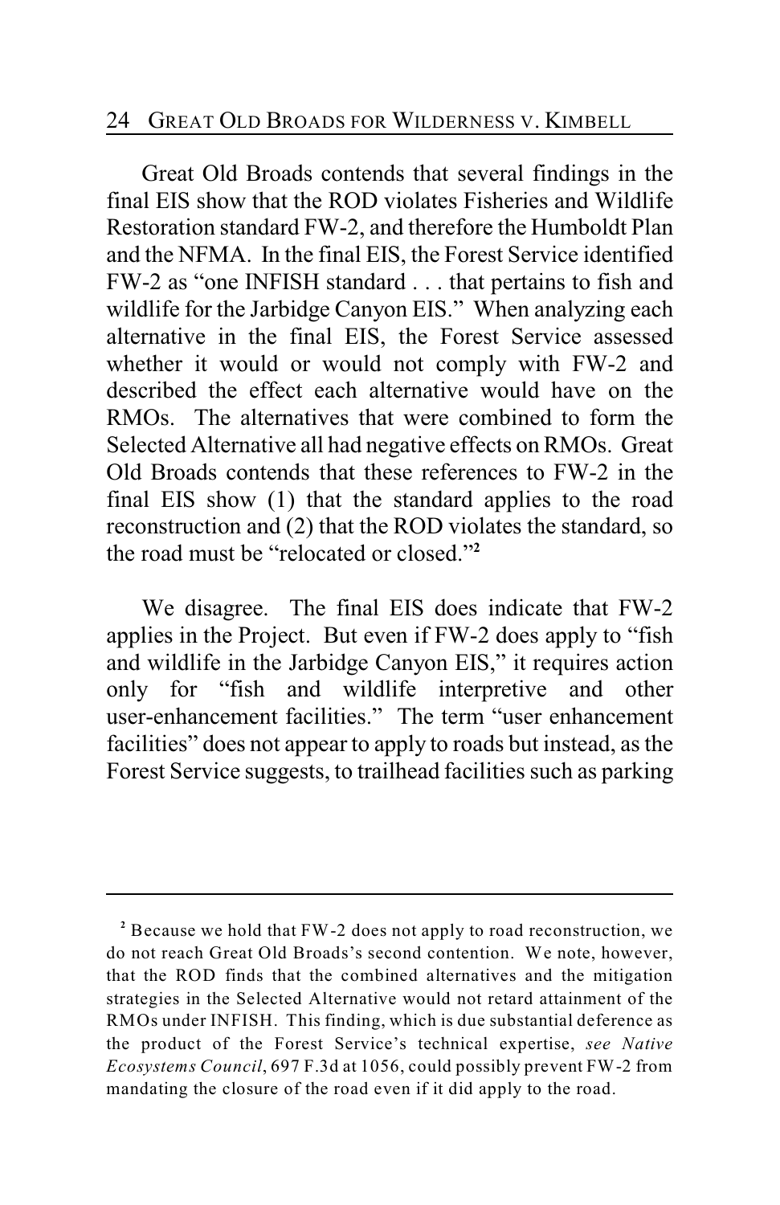Great Old Broads contends that several findings in the final EIS show that the ROD violates Fisheries and Wildlife Restoration standard FW-2, and therefore the Humboldt Plan and the NFMA. In the final EIS, the Forest Service identified FW-2 as "one INFISH standard . . . that pertains to fish and wildlife for the Jarbidge Canyon EIS." When analyzing each alternative in the final EIS, the Forest Service assessed whether it would or would not comply with FW-2 and described the effect each alternative would have on the RMOs. The alternatives that were combined to form the Selected Alternative all had negative effects on RMOs. Great Old Broads contends that these references to FW-2 in the final EIS show (1) that the standard applies to the road reconstruction and (2) that the ROD violates the standard, so the road must be "relocated or closed."[2]

We disagree. The final EIS does indicate that FW-2 applies in the Project. But even if FW-2 does apply to "fish and wildlife in the Jarbidge Canyon EIS," it requires action only for "fish and wildlife interpretive and other user-enhancement facilities." The term "user enhancement facilities" does not appear to apply to roads but instead, as the Forest Service suggests, to trailhead facilities such as parking

---

[2] Because we hold that FW-2 does not apply to road reconstruction, we do not reach Great Old Broads's second contention. We note, however, that the ROD finds that the combined alternatives and the mitigation strategies in the Selected Alternative would not retard attainment of the RMOs under INFISH. This finding, which is due substantial deference as the product of the Forest Service's technical expertise, *see Native Ecosystems Council*, 697 F.3d at 1056, could possibly prevent FW-2 from mandating the closure of the road even if it did apply to the road.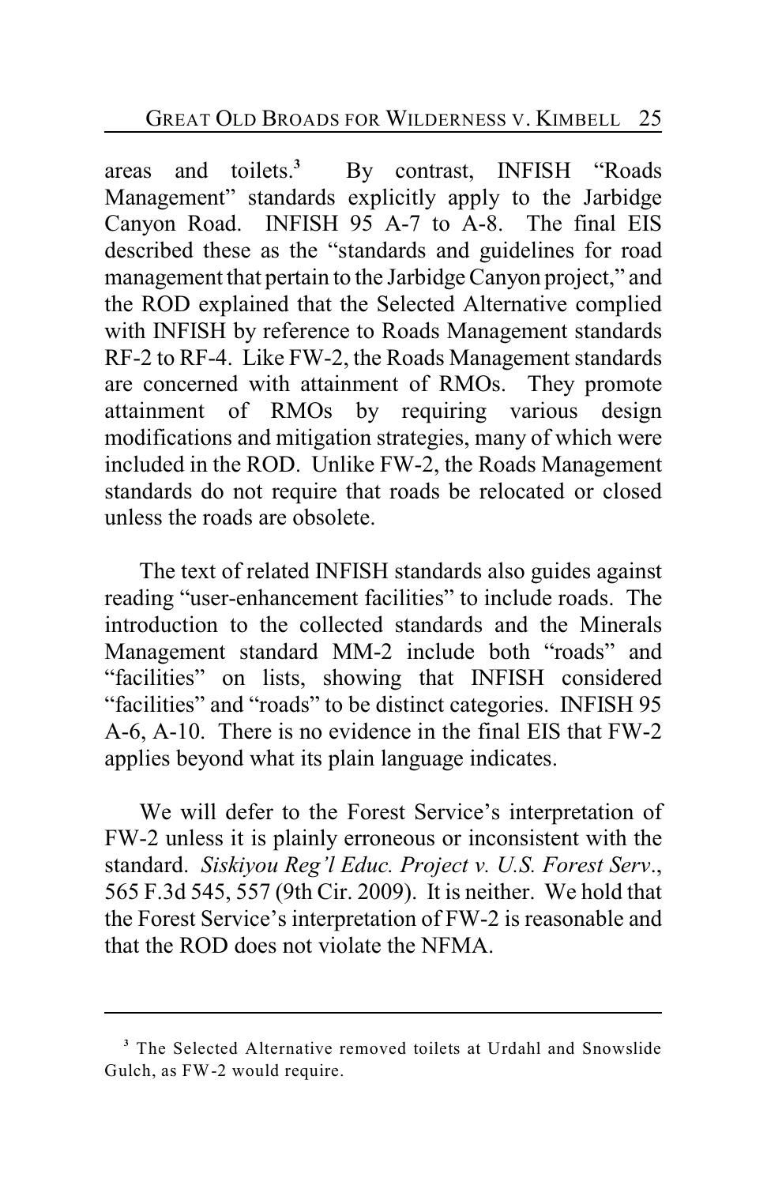areas and toilets.[3] By contrast, INFISH "Roads Management" standards explicitly apply to the Jarbidge Canyon Road. INFISH 95 A-7 to A-8. The final EIS described these as the "standards and guidelines for road management that pertain to the Jarbidge Canyon project," and the ROD explained that the Selected Alternative complied with INFISH by reference to Roads Management standards RF-2 to RF-4. Like FW-2, the Roads Management standards are concerned with attainment of RMOs. They promote attainment of RMOs by requiring various design modifications and mitigation strategies, many of which were included in the ROD. Unlike FW-2, the Roads Management standards do not require that roads be relocated or closed unless the roads are obsolete.

The text of related INFISH standards also guides against reading "user-enhancement facilities" to include roads. The introduction to the collected standards and the Minerals Management standard MM-2 include both "roads" and "facilities" on lists, showing that INFISH considered "facilities" and "roads" to be distinct categories. INFISH 95 A-6, A-10. There is no evidence in the final EIS that FW-2 applies beyond what its plain language indicates.

We will defer to the Forest Service's interpretation of FW-2 unless it is plainly erroneous or inconsistent with the standard. *Siskiyou Reg'l Educ. Project v. U.S. Forest Serv.*, 565 F.3d 545, 557 (9th Cir. 2009). It is neither. We hold that the Forest Service's interpretation of FW-2 is reasonable and that the ROD does not violate the NFMA.

---

[3] The Selected Alternative removed toilets at Urdahl and Snowslide Gulch, as FW-2 would require.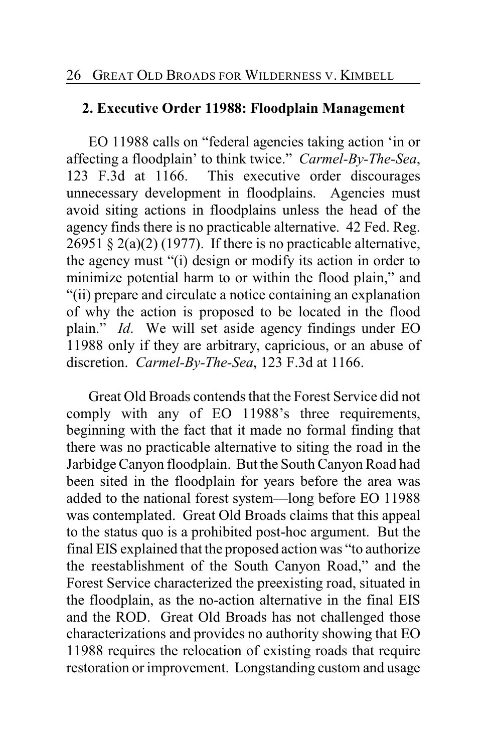## 2. Executive Order 11988: Floodplain Management

EO 11988 calls on "federal agencies taking action 'in or affecting a floodplain' to think twice." *Carmel-By-The-Sea*, 123 F.3d at 1166. This executive order discourages unnecessary development in floodplains. Agencies must avoid siting actions in floodplains unless the head of the agency finds there is no practicable alternative. 42 Fed. Reg. 26951 § 2(a)(2) (1977). If there is no practicable alternative, the agency must "(i) design or modify its action in order to minimize potential harm to or within the flood plain," and "(ii) prepare and circulate a notice containing an explanation of why the action is proposed to be located in the flood plain." *Id*. We will set aside agency findings under EO 11988 only if they are arbitrary, capricious, or an abuse of discretion. *Carmel-By-The-Sea*, 123 F.3d at 1166.

Great Old Broads contends that the Forest Service did not comply with any of EO 11988's three requirements, beginning with the fact that it made no formal finding that there was no practicable alternative to siting the road in the Jarbidge Canyon floodplain. But the South Canyon Road had been sited in the floodplain for years before the area was added to the national forest system—long before EO 11988 was contemplated. Great Old Broads claims that this appeal to the status quo is a prohibited post-hoc argument. But the final EIS explained that the proposed action was "to authorize the reestablishment of the South Canyon Road," and the Forest Service characterized the preexisting road, situated in the floodplain, as the no-action alternative in the final EIS and the ROD. Great Old Broads has not challenged those characterizations and provides no authority showing that EO 11988 requires the relocation of existing roads that require restoration or improvement. Longstanding custom and usage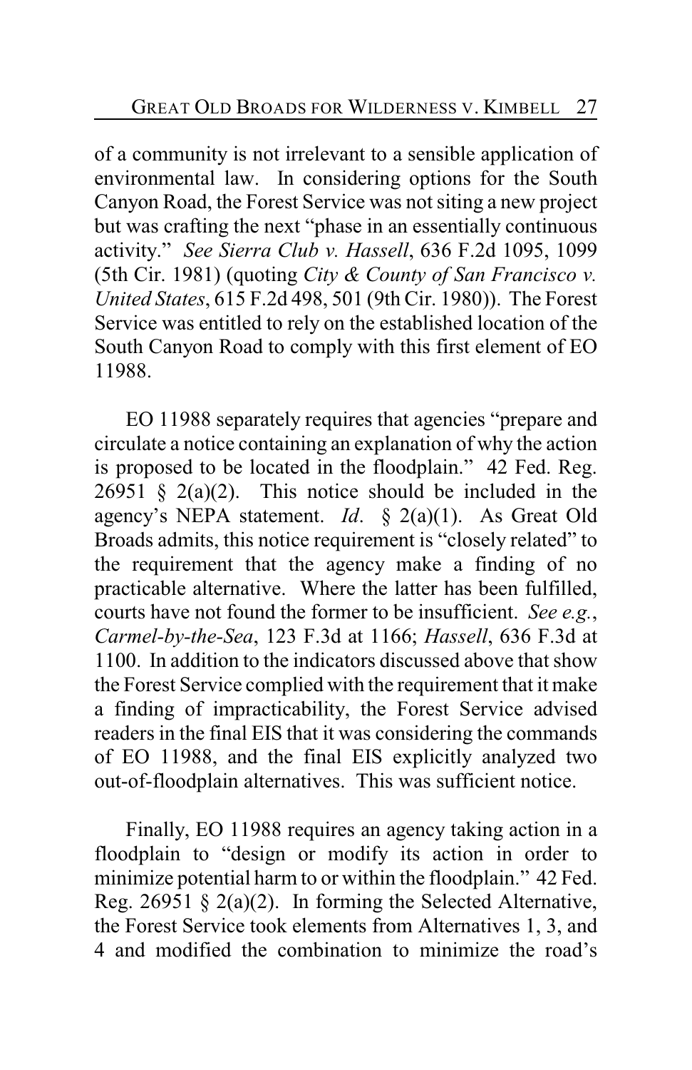of a community is not irrelevant to a sensible application of environmental law. In considering options for the South Canyon Road, the Forest Service was not siting a new project but was crafting the next "phase in an essentially continuous activity." *See Sierra Club v. Hassell*, 636 F.2d 1095, 1099 (5th Cir. 1981) (quoting *City & County of San Francisco v. United States*, 615 F.2d 498, 501 (9th Cir. 1980)). The Forest Service was entitled to rely on the established location of the South Canyon Road to comply with this first element of EO 11988.

EO 11988 separately requires that agencies "prepare and circulate a notice containing an explanation of why the action is proposed to be located in the floodplain." 42 Fed. Reg. 26951 § 2(a)(2). This notice should be included in the agency's NEPA statement. *Id*. § 2(a)(1). As Great Old Broads admits, this notice requirement is "closely related" to the requirement that the agency make a finding of no practicable alternative. Where the latter has been fulfilled, courts have not found the former to be insufficient. *See e.g.*, *Carmel-by-the-Sea*, 123 F.3d at 1166; *Hassell*, 636 F.3d at 1100. In addition to the indicators discussed above that show the Forest Service complied with the requirement that it make a finding of impracticability, the Forest Service advised readers in the final EIS that it was considering the commands of EO 11988, and the final EIS explicitly analyzed two out-of-floodplain alternatives. This was sufficient notice.

Finally, EO 11988 requires an agency taking action in a floodplain to "design or modify its action in order to minimize potential harm to or within the floodplain." 42 Fed. Reg. 26951 § 2(a)(2). In forming the Selected Alternative, the Forest Service took elements from Alternatives 1, 3, and 4 and modified the combination to minimize the road's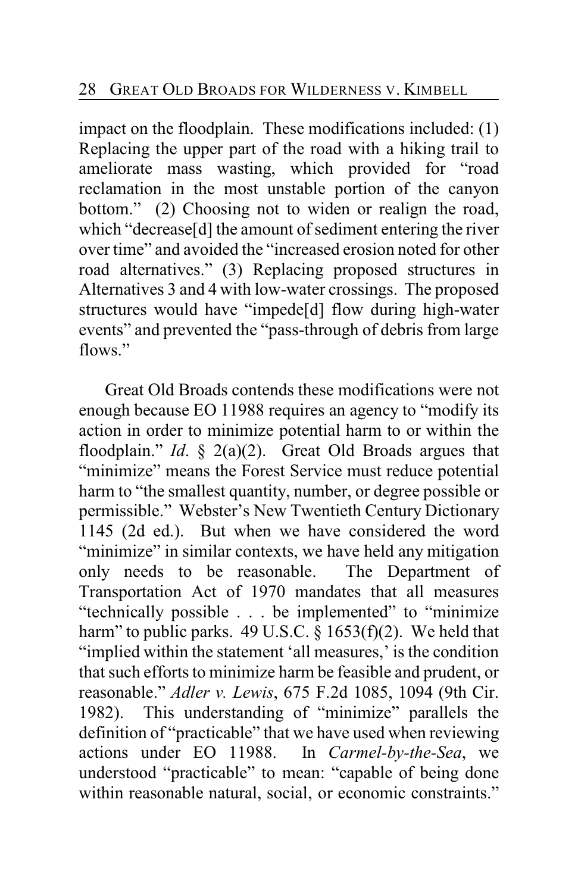impact on the floodplain. These modifications included: (1) Replacing the upper part of the road with a hiking trail to ameliorate mass wasting, which provided for "road reclamation in the most unstable portion of the canyon bottom." (2) Choosing not to widen or realign the road, which "decrease[d] the amount of sediment entering the river over time" and avoided the "increased erosion noted for other road alternatives." (3) Replacing proposed structures in Alternatives 3 and 4 with low-water crossings. The proposed structures would have "impede[d] flow during high-water events" and prevented the "pass-through of debris from large flows."

Great Old Broads contends these modifications were not enough because EO 11988 requires an agency to "modify its action in order to minimize potential harm to or within the floodplain." *Id*. § 2(a)(2). Great Old Broads argues that "minimize" means the Forest Service must reduce potential harm to "the smallest quantity, number, or degree possible or permissible." Webster's New Twentieth Century Dictionary 1145 (2d ed.). But when we have considered the word "minimize" in similar contexts, we have held any mitigation only needs to be reasonable. The Department of Transportation Act of 1970 mandates that all measures "technically possible . . . be implemented" to "minimize harm" to public parks. 49 U.S.C. § 1653(f)(2). We held that "implied within the statement 'all measures,' is the condition that such efforts to minimize harm be feasible and prudent, or reasonable." *Adler v. Lewis*, 675 F.2d 1085, 1094 (9th Cir. 1982). This understanding of "minimize" parallels the definition of "practicable" that we have used when reviewing actions under EO 11988. In *Carmel-by-the-Sea*, we understood "practicable" to mean: "capable of being done within reasonable natural, social, or economic constraints."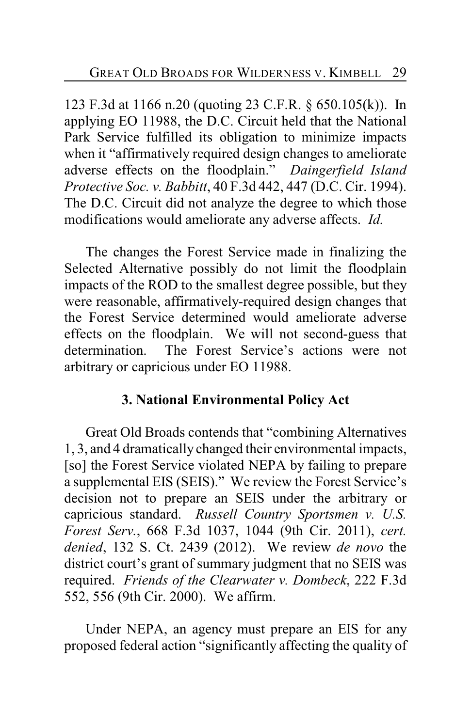123 F.3d at 1166 n.20 (quoting 23 C.F.R. § 650.105(k)). In applying EO 11988, the D.C. Circuit held that the National Park Service fulfilled its obligation to minimize impacts when it "affirmatively required design changes to ameliorate adverse effects on the floodplain." *Daingerfield Island Protective Soc. v. Babbitt*, 40 F.3d 442, 447 (D.C. Cir. 1994). The D.C. Circuit did not analyze the degree to which those modifications would ameliorate any adverse affects. *Id.*

The changes the Forest Service made in finalizing the Selected Alternative possibly do not limit the floodplain impacts of the ROD to the smallest degree possible, but they were reasonable, affirmatively-required design changes that the Forest Service determined would ameliorate adverse effects on the floodplain. We will not second-guess that determination. The Forest Service's actions were not arbitrary or capricious under EO 11988.

### 3. National Environmental Policy Act

Great Old Broads contends that "combining Alternatives 1, 3, and 4 dramatically changed their environmental impacts, [so] the Forest Service violated NEPA by failing to prepare a supplemental EIS (SEIS)." We review the Forest Service's decision not to prepare an SEIS under the arbitrary or capricious standard. *Russell Country Sportsmen v. U.S. Forest Serv.*, 668 F.3d 1037, 1044 (9th Cir. 2011), *cert. denied*, 132 S. Ct. 2439 (2012). We review *de novo* the district court's grant of summary judgment that no SEIS was required. *Friends of the Clearwater v. Dombeck*, 222 F.3d 552, 556 (9th Cir. 2000). We affirm.

Under NEPA, an agency must prepare an EIS for any proposed federal action "significantly affecting the quality of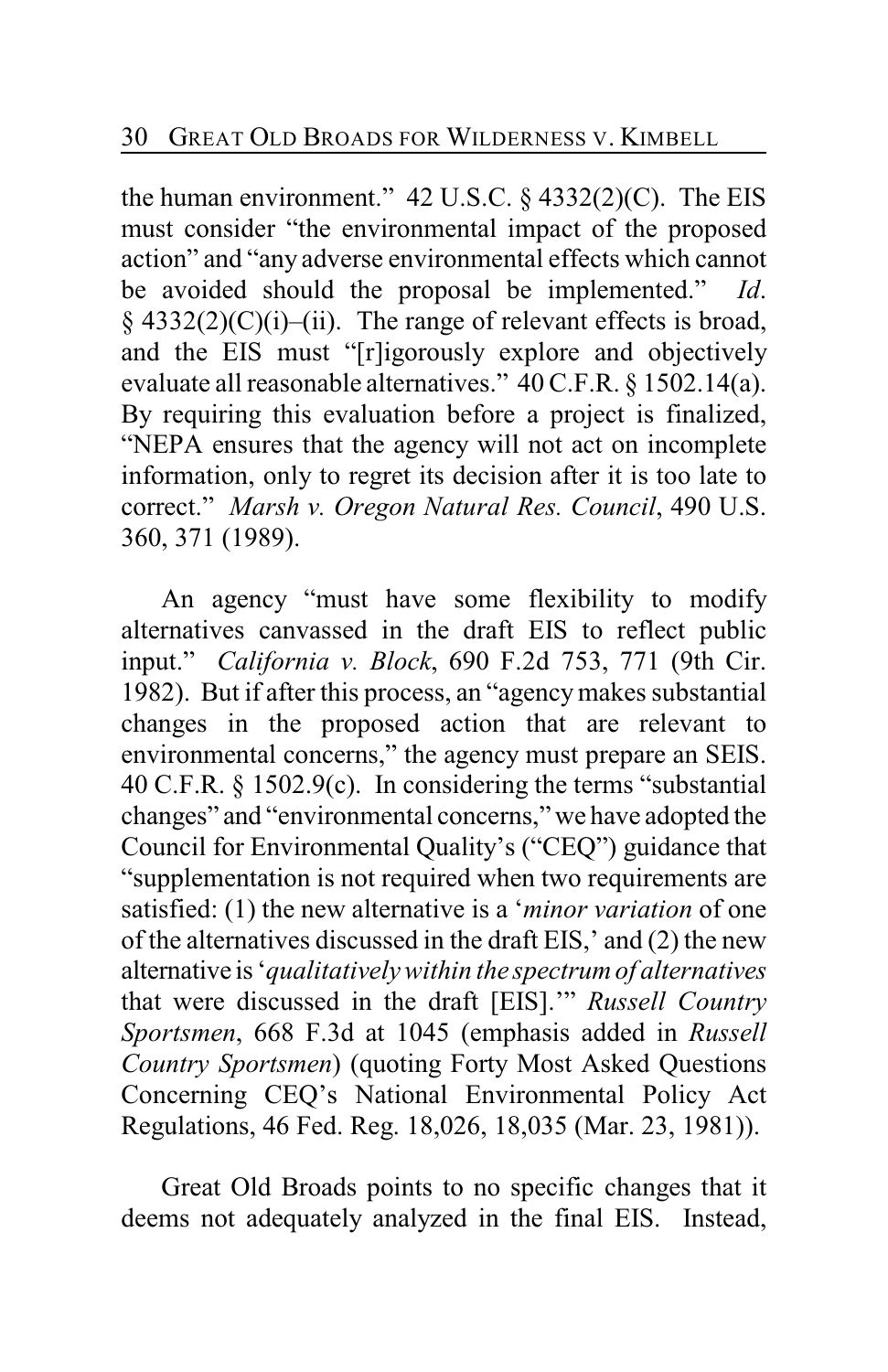the human environment." 42 U.S.C. § 4332(2)(C). The EIS must consider "the environmental impact of the proposed action" and "any adverse environmental effects which cannot be avoided should the proposal be implemented." *Id.* § 4332(2)(C)(i)–(ii). The range of relevant effects is broad, and the EIS must "[r]igorously explore and objectively evaluate all reasonable alternatives." 40 C.F.R. § 1502.14(a). By requiring this evaluation before a project is finalized, "NEPA ensures that the agency will not act on incomplete information, only to regret its decision after it is too late to correct." *Marsh v. Oregon Natural Res. Council*, 490 U.S. 360, 371 (1989).

An agency "must have some flexibility to modify alternatives canvassed in the draft EIS to reflect public input." *California v. Block*, 690 F.2d 753, 771 (9th Cir. 1982). But if after this process, an "agency makes substantial changes in the proposed action that are relevant to environmental concerns," the agency must prepare an SEIS. 40 C.F.R. § 1502.9(c). In considering the terms "substantial changes" and "environmental concerns," we have adopted the Council for Environmental Quality's ("CEQ") guidance that "supplementation is not required when two requirements are satisfied: (1) the new alternative is a '*minor variation* of one of the alternatives discussed in the draft EIS,' and (2) the new alternative is '*qualitatively within the spectrum of alternatives* that were discussed in the draft [EIS].'" *Russell Country Sportsmen*, 668 F.3d at 1045 (emphasis added in *Russell Country Sportsmen*) (quoting Forty Most Asked Questions Concerning CEQ's National Environmental Policy Act Regulations, 46 Fed. Reg. 18,026, 18,035 (Mar. 23, 1981)).

Great Old Broads points to no specific changes that it deems not adequately analyzed in the final EIS. Instead,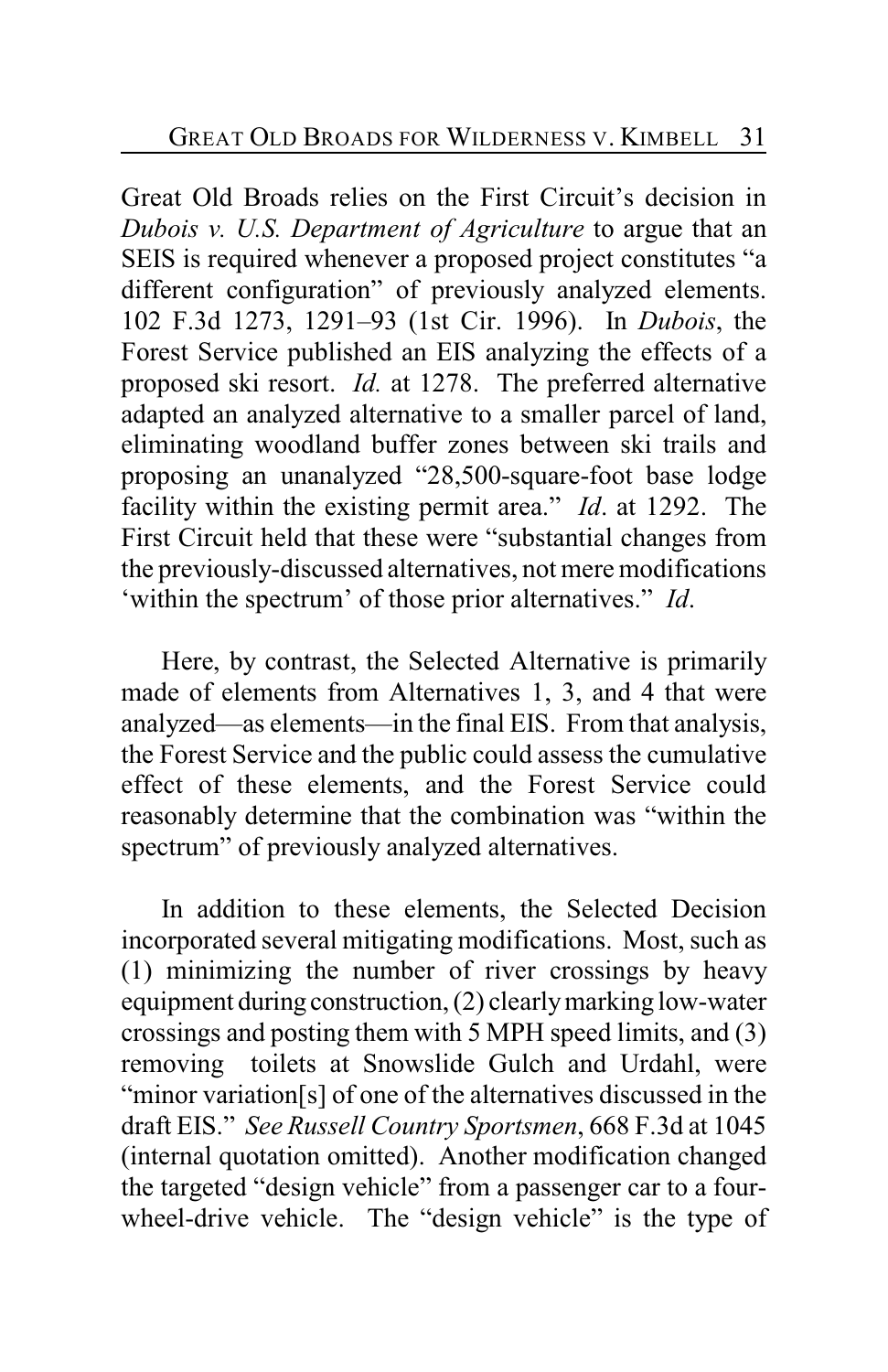Great Old Broads relies on the First Circuit's decision in *Dubois v. U.S. Department of Agriculture* to argue that an SEIS is required whenever a proposed project constitutes "a different configuration" of previously analyzed elements. 102 F.3d 1273, 1291–93 (1st Cir. 1996). In *Dubois*, the Forest Service published an EIS analyzing the effects of a proposed ski resort. *Id.* at 1278. The preferred alternative adapted an analyzed alternative to a smaller parcel of land, eliminating woodland buffer zones between ski trails and proposing an unanalyzed "28,500-square-foot base lodge facility within the existing permit area." *Id*. at 1292. The First Circuit held that these were "substantial changes from the previously-discussed alternatives, not mere modifications 'within the spectrum' of those prior alternatives." *Id*.

Here, by contrast, the Selected Alternative is primarily made of elements from Alternatives 1, 3, and 4 that were analyzed—as elements—in the final EIS. From that analysis, the Forest Service and the public could assess the cumulative effect of these elements, and the Forest Service could reasonably determine that the combination was "within the spectrum" of previously analyzed alternatives.

In addition to these elements, the Selected Decision incorporated several mitigating modifications. Most, such as (1) minimizing the number of river crossings by heavy equipment during construction, (2) clearly marking low-water crossings and posting them with 5 MPH speed limits, and (3) removing toilets at Snowslide Gulch and Urdahl, were "minor variation[s] of one of the alternatives discussed in the draft EIS." *See Russell Country Sportsmen*, 668 F.3d at 1045 (internal quotation omitted). Another modification changed the targeted "design vehicle" from a passenger car to a four-wheel-drive vehicle. The "design vehicle" is the type of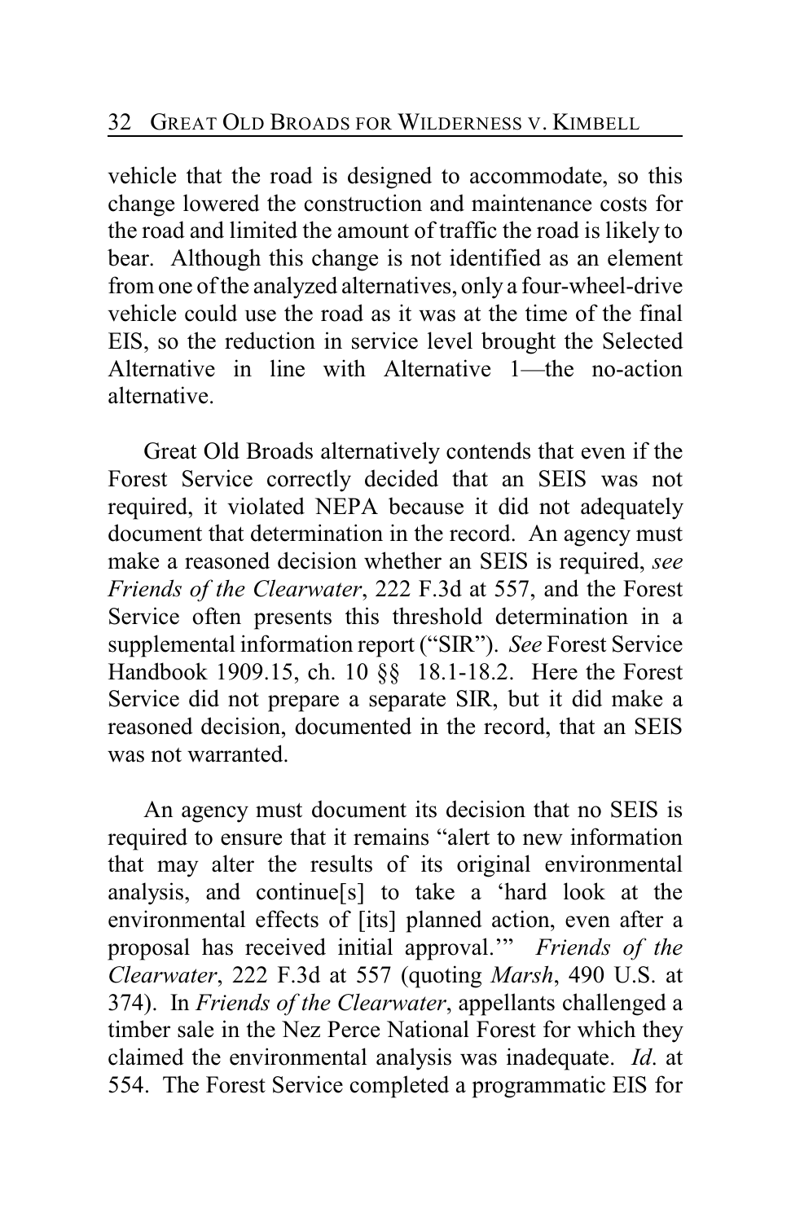vehicle that the road is designed to accommodate, so this change lowered the construction and maintenance costs for the road and limited the amount of traffic the road is likely to bear. Although this change is not identified as an element from one of the analyzed alternatives, only a four-wheel-drive vehicle could use the road as it was at the time of the final EIS, so the reduction in service level brought the Selected Alternative in line with Alternative 1—the no-action alternative.

Great Old Broads alternatively contends that even if the Forest Service correctly decided that an SEIS was not required, it violated NEPA because it did not adequately document that determination in the record. An agency must make a reasoned decision whether an SEIS is required, *see Friends of the Clearwater*, 222 F.3d at 557, and the Forest Service often presents this threshold determination in a supplemental information report ("SIR"). *See* Forest Service Handbook 1909.15, ch. 10 §§ 18.1-18.2. Here the Forest Service did not prepare a separate SIR, but it did make a reasoned decision, documented in the record, that an SEIS was not warranted.

An agency must document its decision that no SEIS is required to ensure that it remains "alert to new information that may alter the results of its original environmental analysis, and continue[s] to take a 'hard look at the environmental effects of [its] planned action, even after a proposal has received initial approval.'" *Friends of the Clearwater*, 222 F.3d at 557 (quoting *Marsh*, 490 U.S. at 374). In *Friends of the Clearwater*, appellants challenged a timber sale in the Nez Perce National Forest for which they claimed the environmental analysis was inadequate. *Id*. at 554. The Forest Service completed a programmatic EIS for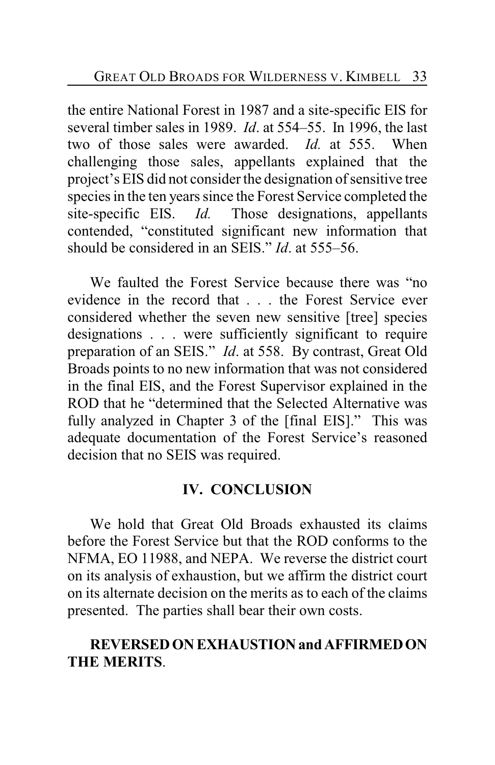the entire National Forest in 1987 and a site-specific EIS for several timber sales in 1989. *Id*. at 554–55. In 1996, the last two of those sales were awarded. *Id.* at 555. When challenging those sales, appellants explained that the project's EIS did not consider the designation of sensitive tree species in the ten years since the Forest Service completed the site-specific EIS. *Id.* Those designations, appellants contended, "constituted significant new information that should be considered in an SEIS." *Id*. at 555–56.

We faulted the Forest Service because there was "no evidence in the record that . . . the Forest Service ever considered whether the seven new sensitive [tree] species designations . . . were sufficiently significant to require preparation of an SEIS." *Id*. at 558. By contrast, Great Old Broads points to no new information that was not considered in the final EIS, and the Forest Supervisor explained in the ROD that he "determined that the Selected Alternative was fully analyzed in Chapter 3 of the [final EIS]." This was adequate documentation of the Forest Service's reasoned decision that no SEIS was required.

## IV. CONCLUSION

We hold that Great Old Broads exhausted its claims before the Forest Service but that the ROD conforms to the NFMA, EO 11988, and NEPA. We reverse the district court on its analysis of exhaustion, but we affirm the district court on its alternate decision on the merits as to each of the claims presented. The parties shall bear their own costs.

**REVERSED ON EXHAUSTION and AFFIRMED ON THE MERITS**.